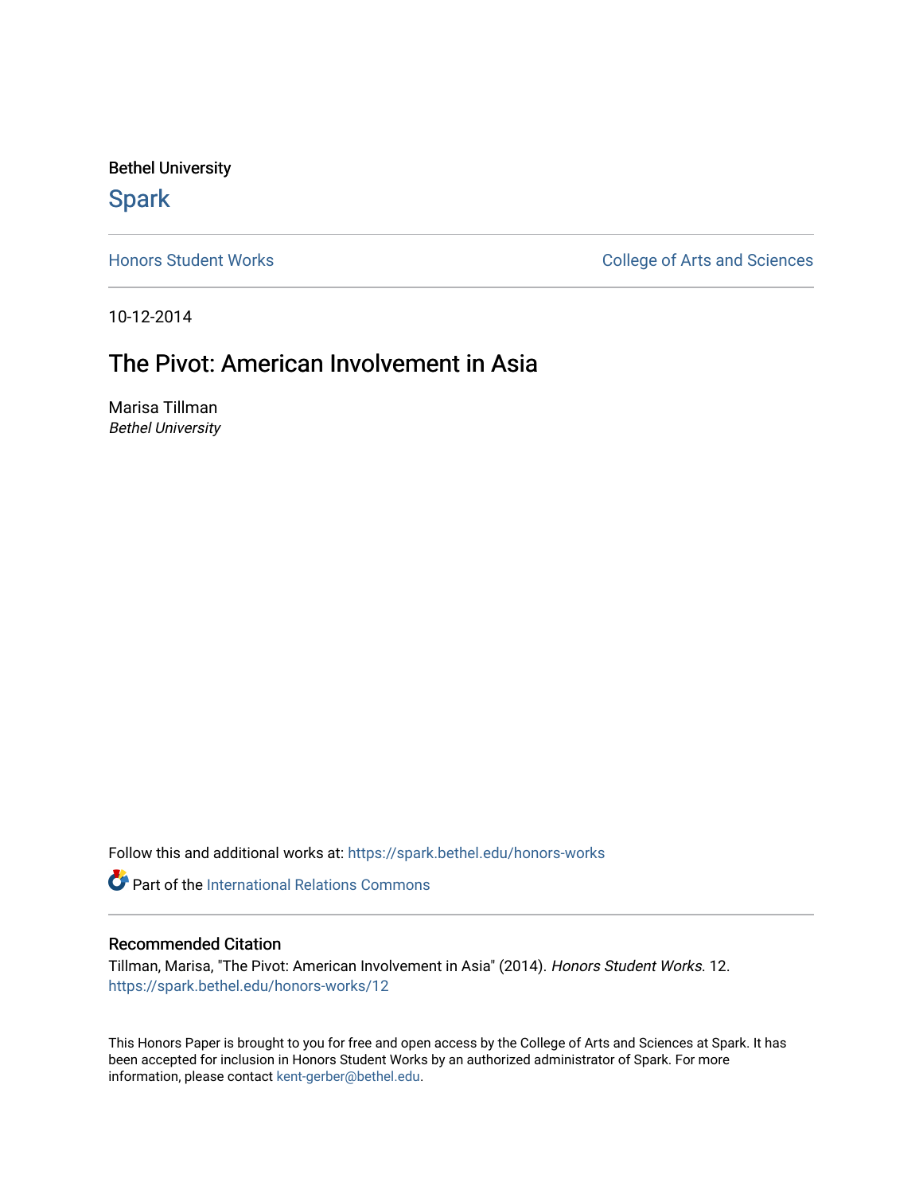Bethel University

# Spark

Honors Student Works

College of Arts and Sciences

10-12-2014

# The Pivot: American Involvement in Asia

Marisa Tillman
*Bethel University*

Follow this and additional works at: https://spark.bethel.edu/honors-works

Part of the International Relations Commons

## Recommended Citation

Tillman, Marisa, "The Pivot: American Involvement in Asia" (2014). *Honors Student Works*. 12.
https://spark.bethel.edu/honors-works/12

This Honors Paper is brought to you for free and open access by the College of Arts and Sciences at Spark. It has been accepted for inclusion in Honors Student Works by an authorized administrator of Spark. For more information, please contact kent-gerber@bethel.edu.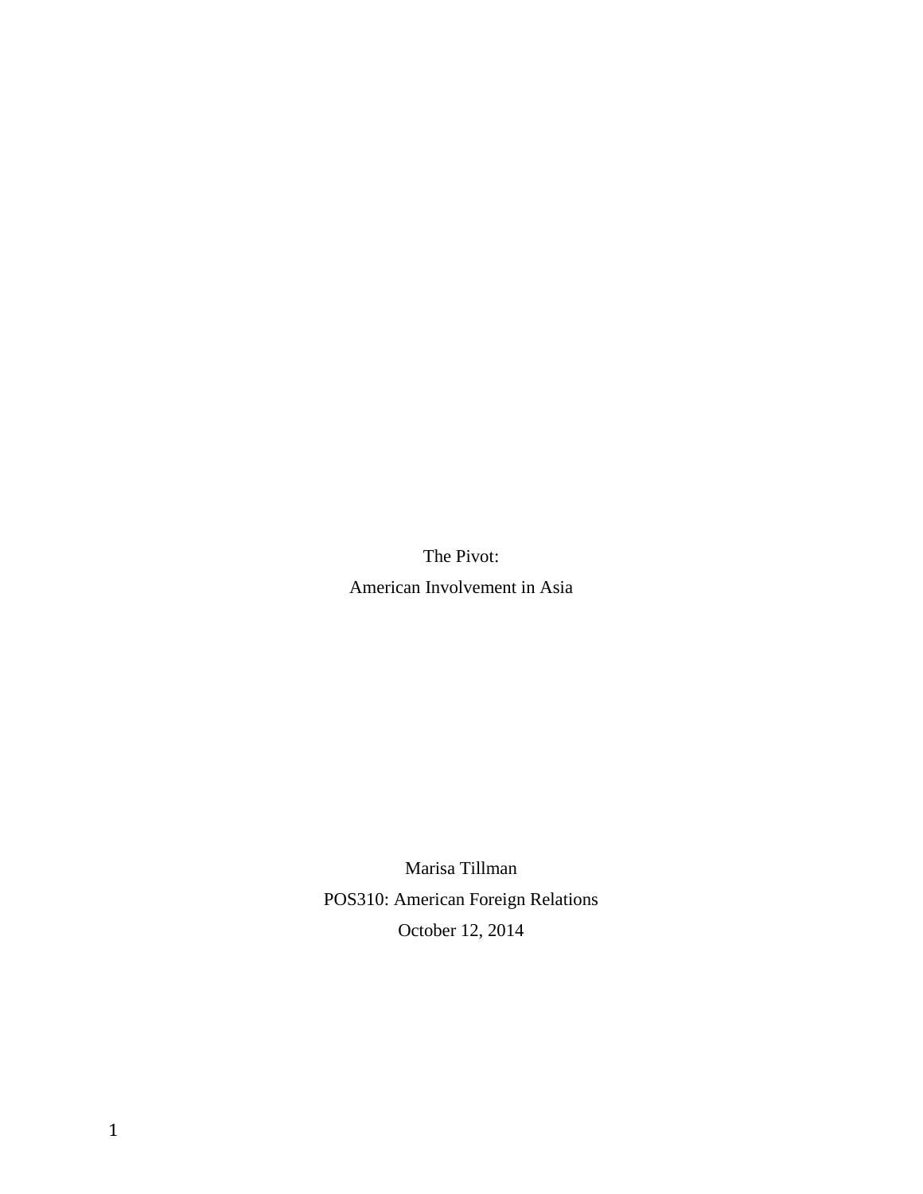The Pivot:

American Involvement in Asia

Marisa Tillman

POS310: American Foreign Relations

October 12, 2014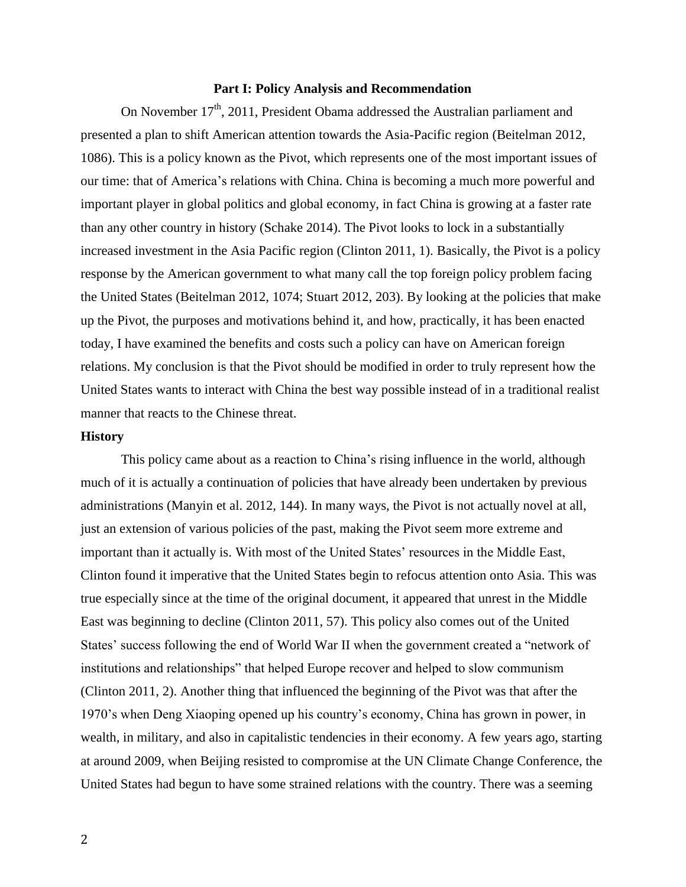**Part I: Policy Analysis and Recommendation**

On November 17th, 2011, President Obama addressed the Australian parliament and presented a plan to shift American attention towards the Asia-Pacific region (Beitelman 2012, 1086). This is a policy known as the Pivot, which represents one of the most important issues of our time: that of America's relations with China. China is becoming a much more powerful and important player in global politics and global economy, in fact China is growing at a faster rate than any other country in history (Schake 2014). The Pivot looks to lock in a substantially increased investment in the Asia Pacific region (Clinton 2011, 1). Basically, the Pivot is a policy response by the American government to what many call the top foreign policy problem facing the United States (Beitelman 2012, 1074; Stuart 2012, 203). By looking at the policies that make up the Pivot, the purposes and motivations behind it, and how, practically, it has been enacted today, I have examined the benefits and costs such a policy can have on American foreign relations. My conclusion is that the Pivot should be modified in order to truly represent how the United States wants to interact with China the best way possible instead of in a traditional realist manner that reacts to the Chinese threat.

**History**

This policy came about as a reaction to China's rising influence in the world, although much of it is actually a continuation of policies that have already been undertaken by previous administrations (Manyin et al. 2012, 144). In many ways, the Pivot is not actually novel at all, just an extension of various policies of the past, making the Pivot seem more extreme and important than it actually is. With most of the United States' resources in the Middle East, Clinton found it imperative that the United States begin to refocus attention onto Asia. This was true especially since at the time of the original document, it appeared that unrest in the Middle East was beginning to decline (Clinton 2011, 57). This policy also comes out of the United States' success following the end of World War II when the government created a "network of institutions and relationships" that helped Europe recover and helped to slow communism (Clinton 2011, 2). Another thing that influenced the beginning of the Pivot was that after the 1970's when Deng Xiaoping opened up his country's economy, China has grown in power, in wealth, in military, and also in capitalistic tendencies in their economy. A few years ago, starting at around 2009, when Beijing resisted to compromise at the UN Climate Change Conference, the United States had begun to have some strained relations with the country. There was a seeming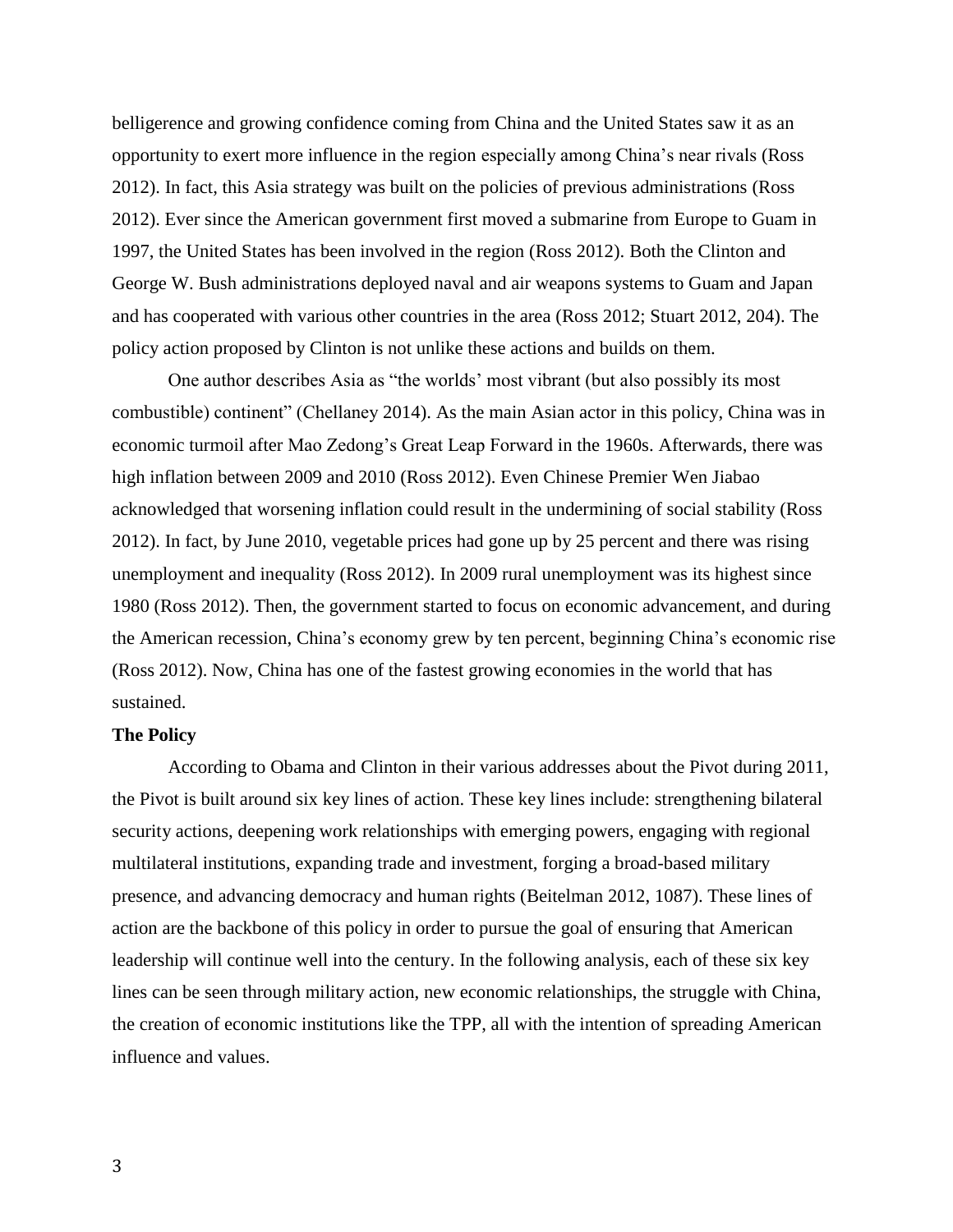belligerence and growing confidence coming from China and the United States saw it as an opportunity to exert more influence in the region especially among China's near rivals (Ross 2012). In fact, this Asia strategy was built on the policies of previous administrations (Ross 2012). Ever since the American government first moved a submarine from Europe to Guam in 1997, the United States has been involved in the region (Ross 2012). Both the Clinton and George W. Bush administrations deployed naval and air weapons systems to Guam and Japan and has cooperated with various other countries in the area (Ross 2012; Stuart 2012, 204). The policy action proposed by Clinton is not unlike these actions and builds on them.

One author describes Asia as "the worlds' most vibrant (but also possibly its most combustible) continent" (Chellaney 2014). As the main Asian actor in this policy, China was in economic turmoil after Mao Zedong's Great Leap Forward in the 1960s. Afterwards, there was high inflation between 2009 and 2010 (Ross 2012). Even Chinese Premier Wen Jiabao acknowledged that worsening inflation could result in the undermining of social stability (Ross 2012). In fact, by June 2010, vegetable prices had gone up by 25 percent and there was rising unemployment and inequality (Ross 2012). In 2009 rural unemployment was its highest since 1980 (Ross 2012). Then, the government started to focus on economic advancement, and during the American recession, China's economy grew by ten percent, beginning China's economic rise (Ross 2012). Now, China has one of the fastest growing economies in the world that has sustained.

**The Policy**

According to Obama and Clinton in their various addresses about the Pivot during 2011, the Pivot is built around six key lines of action. These key lines include: strengthening bilateral security actions, deepening work relationships with emerging powers, engaging with regional multilateral institutions, expanding trade and investment, forging a broad-based military presence, and advancing democracy and human rights (Beitelman 2012, 1087). These lines of action are the backbone of this policy in order to pursue the goal of ensuring that American leadership will continue well into the century. In the following analysis, each of these six key lines can be seen through military action, new economic relationships, the struggle with China, the creation of economic institutions like the TPP, all with the intention of spreading American influence and values.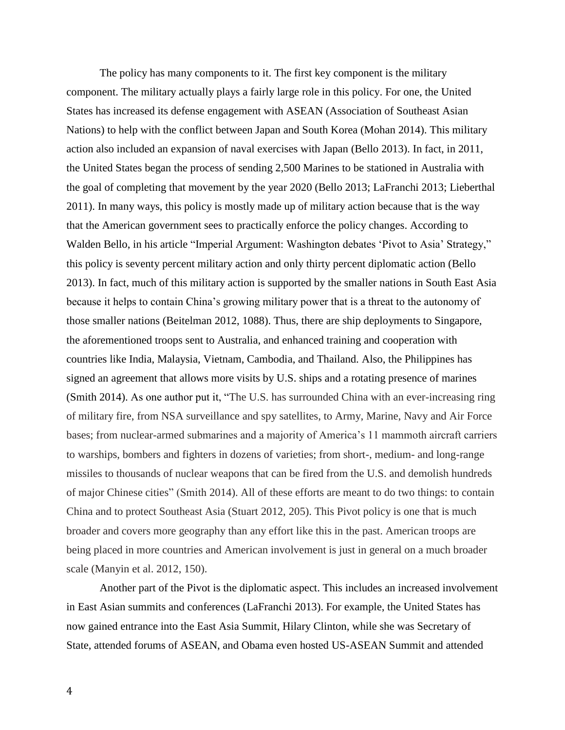The policy has many components to it. The first key component is the military component. The military actually plays a fairly large role in this policy. For one, the United States has increased its defense engagement with ASEAN (Association of Southeast Asian Nations) to help with the conflict between Japan and South Korea (Mohan 2014). This military action also included an expansion of naval exercises with Japan (Bello 2013). In fact, in 2011, the United States began the process of sending 2,500 Marines to be stationed in Australia with the goal of completing that movement by the year 2020 (Bello 2013; LaFranchi 2013; Lieberthal 2011). In many ways, this policy is mostly made up of military action because that is the way that the American government sees to practically enforce the policy changes. According to Walden Bello, in his article "Imperial Argument: Washington debates 'Pivot to Asia' Strategy," this policy is seventy percent military action and only thirty percent diplomatic action (Bello 2013). In fact, much of this military action is supported by the smaller nations in South East Asia because it helps to contain China's growing military power that is a threat to the autonomy of those smaller nations (Beitelman 2012, 1088). Thus, there are ship deployments to Singapore, the aforementioned troops sent to Australia, and enhanced training and cooperation with countries like India, Malaysia, Vietnam, Cambodia, and Thailand. Also, the Philippines has signed an agreement that allows more visits by U.S. ships and a rotating presence of marines (Smith 2014). As one author put it, "The U.S. has surrounded China with an ever-increasing ring of military fire, from NSA surveillance and spy satellites, to Army, Marine, Navy and Air Force bases; from nuclear-armed submarines and a majority of America's 11 mammoth aircraft carriers to warships, bombers and fighters in dozens of varieties; from short-, medium- and long-range missiles to thousands of nuclear weapons that can be fired from the U.S. and demolish hundreds of major Chinese cities" (Smith 2014). All of these efforts are meant to do two things: to contain China and to protect Southeast Asia (Stuart 2012, 205). This Pivot policy is one that is much broader and covers more geography than any effort like this in the past. American troops are being placed in more countries and American involvement is just in general on a much broader scale (Manyin et al. 2012, 150).

Another part of the Pivot is the diplomatic aspect. This includes an increased involvement in East Asian summits and conferences (LaFranchi 2013). For example, the United States has now gained entrance into the East Asia Summit, Hilary Clinton, while she was Secretary of State, attended forums of ASEAN, and Obama even hosted US-ASEAN Summit and attended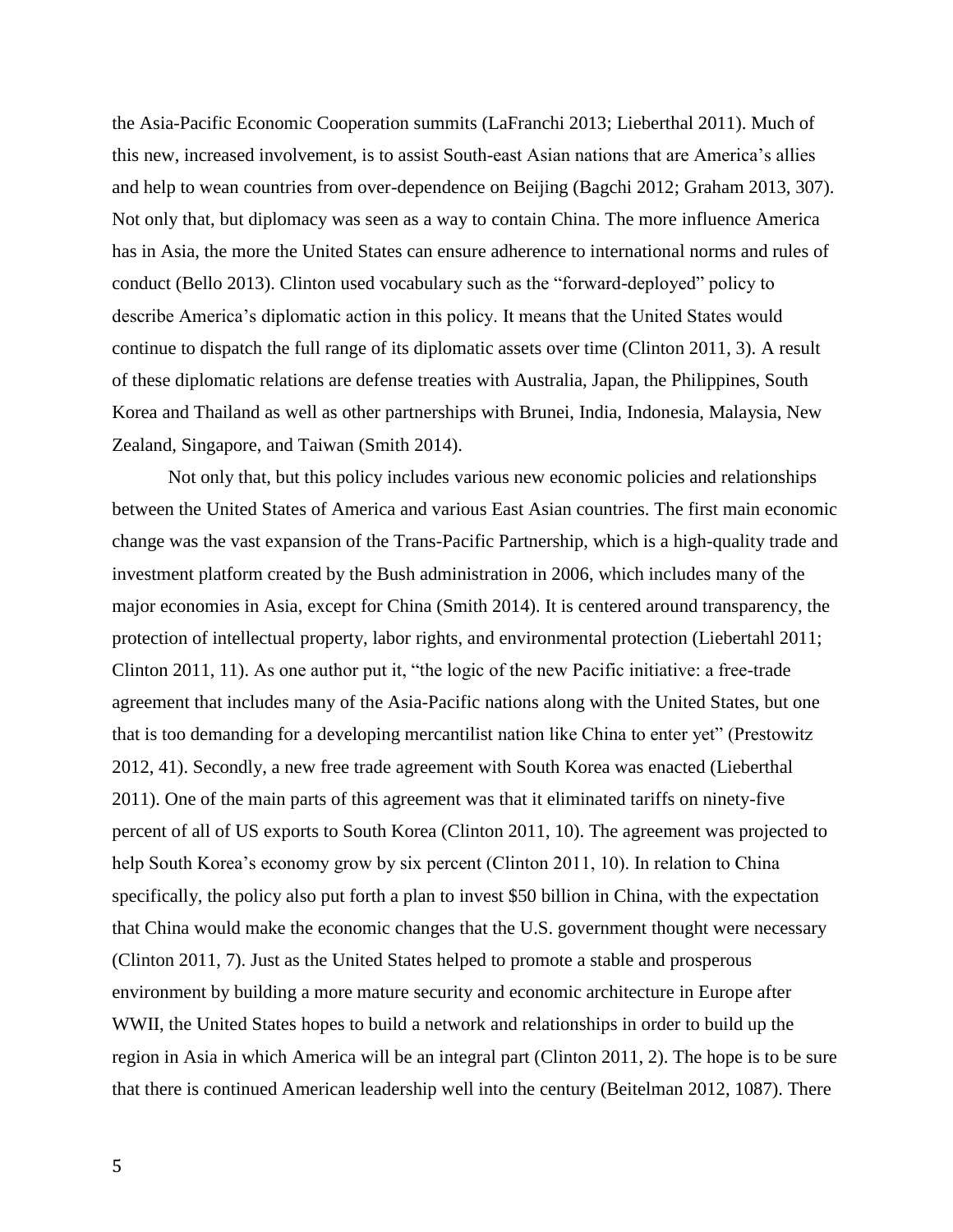the Asia-Pacific Economic Cooperation summits (LaFranchi 2013; Lieberthal 2011). Much of this new, increased involvement, is to assist South-east Asian nations that are America's allies and help to wean countries from over-dependence on Beijing (Bagchi 2012; Graham 2013, 307). Not only that, but diplomacy was seen as a way to contain China. The more influence America has in Asia, the more the United States can ensure adherence to international norms and rules of conduct (Bello 2013). Clinton used vocabulary such as the "forward-deployed" policy to describe America's diplomatic action in this policy. It means that the United States would continue to dispatch the full range of its diplomatic assets over time (Clinton 2011, 3). A result of these diplomatic relations are defense treaties with Australia, Japan, the Philippines, South Korea and Thailand as well as other partnerships with Brunei, India, Indonesia, Malaysia, New Zealand, Singapore, and Taiwan (Smith 2014).

Not only that, but this policy includes various new economic policies and relationships between the United States of America and various East Asian countries. The first main economic change was the vast expansion of the Trans-Pacific Partnership, which is a high-quality trade and investment platform created by the Bush administration in 2006, which includes many of the major economies in Asia, except for China (Smith 2014). It is centered around transparency, the protection of intellectual property, labor rights, and environmental protection (Liebertahl 2011; Clinton 2011, 11). As one author put it, "the logic of the new Pacific initiative: a free-trade agreement that includes many of the Asia-Pacific nations along with the United States, but one that is too demanding for a developing mercantilist nation like China to enter yet" (Prestowitz 2012, 41). Secondly, a new free trade agreement with South Korea was enacted (Lieberthal 2011). One of the main parts of this agreement was that it eliminated tariffs on ninety-five percent of all of US exports to South Korea (Clinton 2011, 10). The agreement was projected to help South Korea's economy grow by six percent (Clinton 2011, 10). In relation to China specifically, the policy also put forth a plan to invest $50 billion in China, with the expectation that China would make the economic changes that the U.S. government thought were necessary (Clinton 2011, 7). Just as the United States helped to promote a stable and prosperous environment by building a more mature security and economic architecture in Europe after WWII, the United States hopes to build a network and relationships in order to build up the region in Asia in which America will be an integral part (Clinton 2011, 2). The hope is to be sure that there is continued American leadership well into the century (Beitelman 2012, 1087). There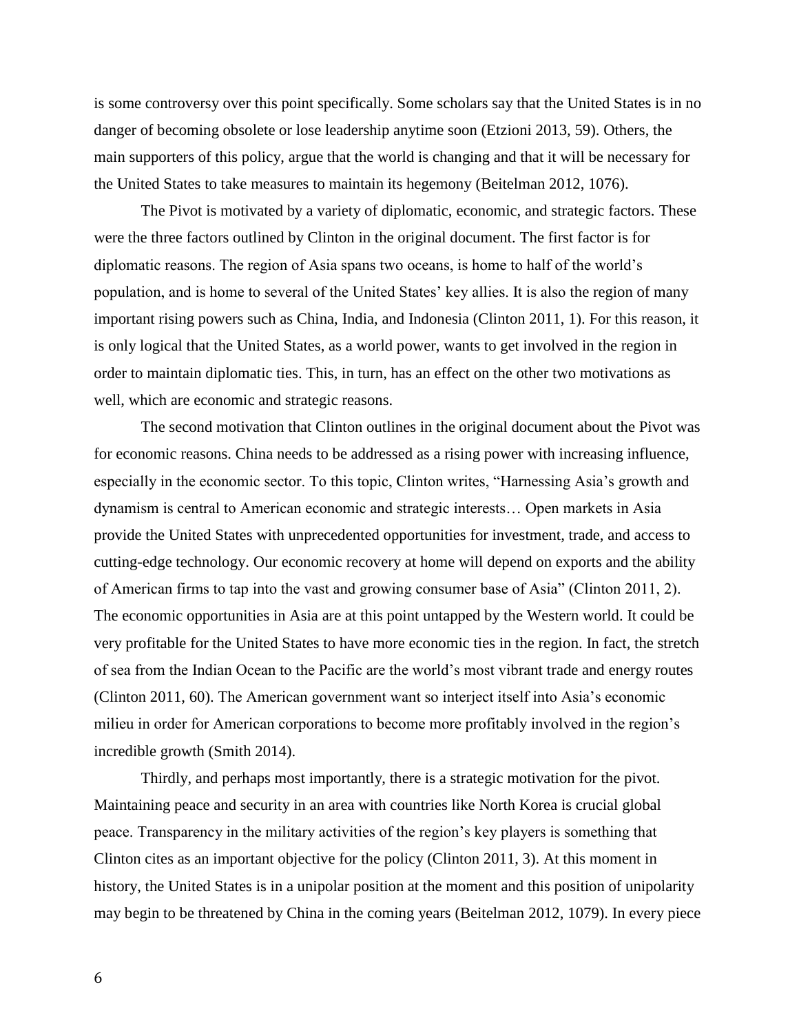is some controversy over this point specifically. Some scholars say that the United States is in no danger of becoming obsolete or lose leadership anytime soon (Etzioni 2013, 59). Others, the main supporters of this policy, argue that the world is changing and that it will be necessary for the United States to take measures to maintain its hegemony (Beitelman 2012, 1076).

The Pivot is motivated by a variety of diplomatic, economic, and strategic factors. These were the three factors outlined by Clinton in the original document. The first factor is for diplomatic reasons. The region of Asia spans two oceans, is home to half of the world's population, and is home to several of the United States' key allies. It is also the region of many important rising powers such as China, India, and Indonesia (Clinton 2011, 1). For this reason, it is only logical that the United States, as a world power, wants to get involved in the region in order to maintain diplomatic ties. This, in turn, has an effect on the other two motivations as well, which are economic and strategic reasons.

The second motivation that Clinton outlines in the original document about the Pivot was for economic reasons. China needs to be addressed as a rising power with increasing influence, especially in the economic sector. To this topic, Clinton writes, "Harnessing Asia's growth and dynamism is central to American economic and strategic interests… Open markets in Asia provide the United States with unprecedented opportunities for investment, trade, and access to cutting-edge technology. Our economic recovery at home will depend on exports and the ability of American firms to tap into the vast and growing consumer base of Asia" (Clinton 2011, 2). The economic opportunities in Asia are at this point untapped by the Western world. It could be very profitable for the United States to have more economic ties in the region. In fact, the stretch of sea from the Indian Ocean to the Pacific are the world's most vibrant trade and energy routes (Clinton 2011, 60). The American government want so interject itself into Asia's economic milieu in order for American corporations to become more profitably involved in the region's incredible growth (Smith 2014).

Thirdly, and perhaps most importantly, there is a strategic motivation for the pivot. Maintaining peace and security in an area with countries like North Korea is crucial global peace. Transparency in the military activities of the region's key players is something that Clinton cites as an important objective for the policy (Clinton 2011, 3). At this moment in history, the United States is in a unipolar position at the moment and this position of unipolarity may begin to be threatened by China in the coming years (Beitelman 2012, 1079). In every piece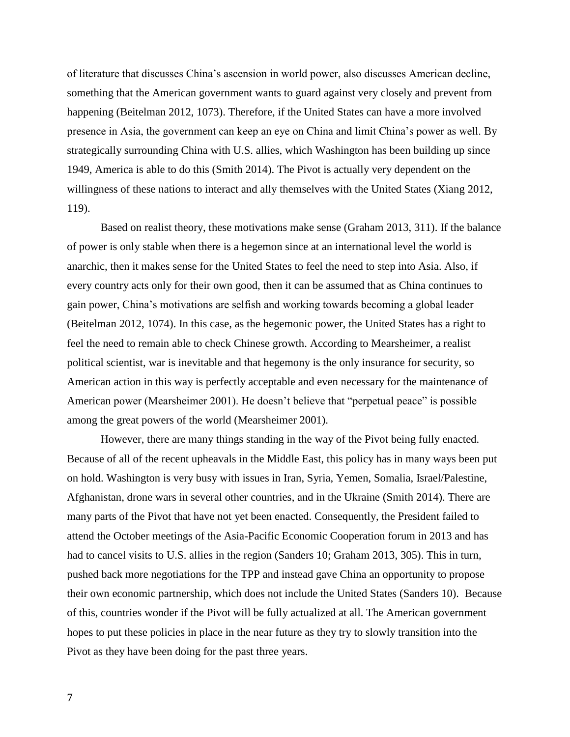of literature that discusses China's ascension in world power, also discusses American decline, something that the American government wants to guard against very closely and prevent from happening (Beitelman 2012, 1073). Therefore, if the United States can have a more involved presence in Asia, the government can keep an eye on China and limit China's power as well. By strategically surrounding China with U.S. allies, which Washington has been building up since 1949, America is able to do this (Smith 2014). The Pivot is actually very dependent on the willingness of these nations to interact and ally themselves with the United States (Xiang 2012, 119).

Based on realist theory, these motivations make sense (Graham 2013, 311). If the balance of power is only stable when there is a hegemon since at an international level the world is anarchic, then it makes sense for the United States to feel the need to step into Asia. Also, if every country acts only for their own good, then it can be assumed that as China continues to gain power, China's motivations are selfish and working towards becoming a global leader (Beitelman 2012, 1074). In this case, as the hegemonic power, the United States has a right to feel the need to remain able to check Chinese growth. According to Mearsheimer, a realist political scientist, war is inevitable and that hegemony is the only insurance for security, so American action in this way is perfectly acceptable and even necessary for the maintenance of American power (Mearsheimer 2001). He doesn't believe that "perpetual peace" is possible among the great powers of the world (Mearsheimer 2001).

However, there are many things standing in the way of the Pivot being fully enacted. Because of all of the recent upheavals in the Middle East, this policy has in many ways been put on hold. Washington is very busy with issues in Iran, Syria, Yemen, Somalia, Israel/Palestine, Afghanistan, drone wars in several other countries, and in the Ukraine (Smith 2014). There are many parts of the Pivot that have not yet been enacted. Consequently, the President failed to attend the October meetings of the Asia-Pacific Economic Cooperation forum in 2013 and has had to cancel visits to U.S. allies in the region (Sanders 10; Graham 2013, 305). This in turn, pushed back more negotiations for the TPP and instead gave China an opportunity to propose their own economic partnership, which does not include the United States (Sanders 10). Because of this, countries wonder if the Pivot will be fully actualized at all. The American government hopes to put these policies in place in the near future as they try to slowly transition into the Pivot as they have been doing for the past three years.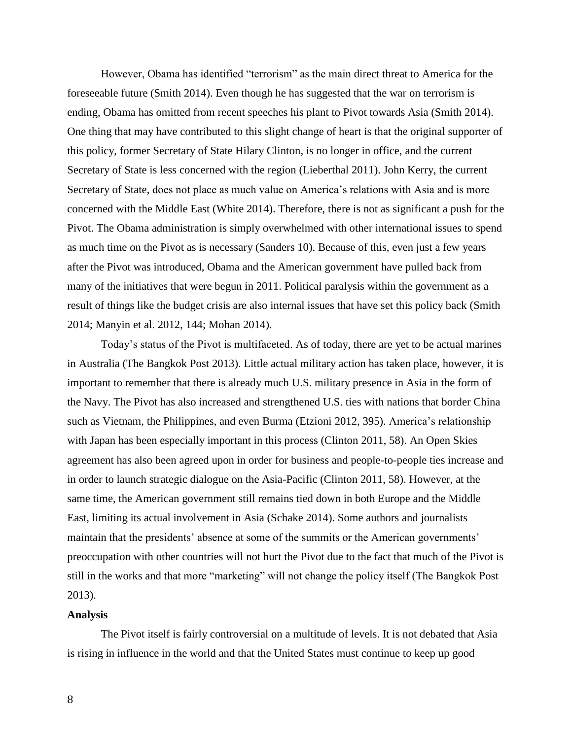However, Obama has identified "terrorism" as the main direct threat to America for the foreseeable future (Smith 2014). Even though he has suggested that the war on terrorism is ending, Obama has omitted from recent speeches his plant to Pivot towards Asia (Smith 2014). One thing that may have contributed to this slight change of heart is that the original supporter of this policy, former Secretary of State Hilary Clinton, is no longer in office, and the current Secretary of State is less concerned with the region (Lieberthal 2011). John Kerry, the current Secretary of State, does not place as much value on America's relations with Asia and is more concerned with the Middle East (White 2014). Therefore, there is not as significant a push for the Pivot. The Obama administration is simply overwhelmed with other international issues to spend as much time on the Pivot as is necessary (Sanders 10). Because of this, even just a few years after the Pivot was introduced, Obama and the American government have pulled back from many of the initiatives that were begun in 2011. Political paralysis within the government as a result of things like the budget crisis are also internal issues that have set this policy back (Smith 2014; Manyin et al. 2012, 144; Mohan 2014).

Today's status of the Pivot is multifaceted. As of today, there are yet to be actual marines in Australia (The Bangkok Post 2013). Little actual military action has taken place, however, it is important to remember that there is already much U.S. military presence in Asia in the form of the Navy. The Pivot has also increased and strengthened U.S. ties with nations that border China such as Vietnam, the Philippines, and even Burma (Etzioni 2012, 395). America's relationship with Japan has been especially important in this process (Clinton 2011, 58). An Open Skies agreement has also been agreed upon in order for business and people-to-people ties increase and in order to launch strategic dialogue on the Asia-Pacific (Clinton 2011, 58). However, at the same time, the American government still remains tied down in both Europe and the Middle East, limiting its actual involvement in Asia (Schake 2014). Some authors and journalists maintain that the presidents' absence at some of the summits or the American governments' preoccupation with other countries will not hurt the Pivot due to the fact that much of the Pivot is still in the works and that more "marketing" will not change the policy itself (The Bangkok Post 2013).

**Analysis**

The Pivot itself is fairly controversial on a multitude of levels. It is not debated that Asia is rising in influence in the world and that the United States must continue to keep up good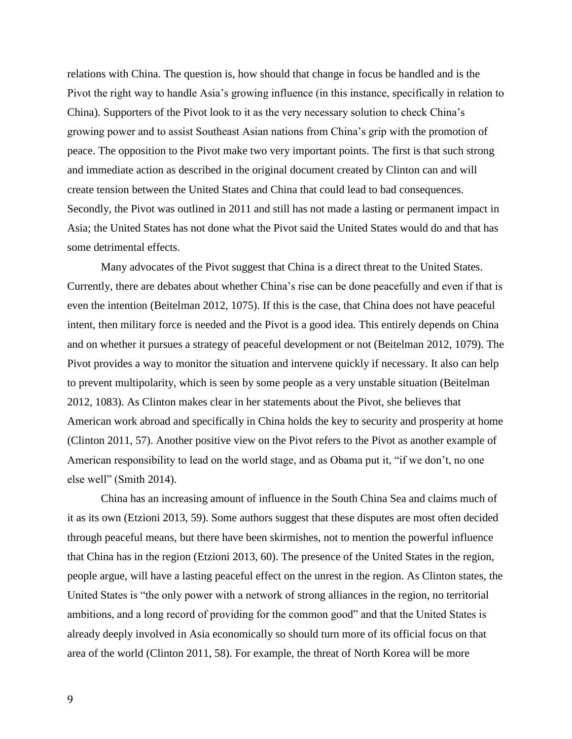relations with China. The question is, how should that change in focus be handled and is the Pivot the right way to handle Asia's growing influence (in this instance, specifically in relation to China). Supporters of the Pivot look to it as the very necessary solution to check China's growing power and to assist Southeast Asian nations from China's grip with the promotion of peace. The opposition to the Pivot make two very important points. The first is that such strong and immediate action as described in the original document created by Clinton can and will create tension between the United States and China that could lead to bad consequences. Secondly, the Pivot was outlined in 2011 and still has not made a lasting or permanent impact in Asia; the United States has not done what the Pivot said the United States would do and that has some detrimental effects.

Many advocates of the Pivot suggest that China is a direct threat to the United States. Currently, there are debates about whether China's rise can be done peacefully and even if that is even the intention (Beitelman 2012, 1075). If this is the case, that China does not have peaceful intent, then military force is needed and the Pivot is a good idea. This entirely depends on China and on whether it pursues a strategy of peaceful development or not (Beitelman 2012, 1079). The Pivot provides a way to monitor the situation and intervene quickly if necessary. It also can help to prevent multipolarity, which is seen by some people as a very unstable situation (Beitelman 2012, 1083). As Clinton makes clear in her statements about the Pivot, she believes that American work abroad and specifically in China holds the key to security and prosperity at home (Clinton 2011, 57). Another positive view on the Pivot refers to the Pivot as another example of American responsibility to lead on the world stage, and as Obama put it, "if we don't, no one else well" (Smith 2014).

China has an increasing amount of influence in the South China Sea and claims much of it as its own (Etzioni 2013, 59). Some authors suggest that these disputes are most often decided through peaceful means, but there have been skirmishes, not to mention the powerful influence that China has in the region (Etzioni 2013, 60). The presence of the United States in the region, people argue, will have a lasting peaceful effect on the unrest in the region. As Clinton states, the United States is "the only power with a network of strong alliances in the region, no territorial ambitions, and a long record of providing for the common good" and that the United States is already deeply involved in Asia economically so should turn more of its official focus on that area of the world (Clinton 2011, 58). For example, the threat of North Korea will be more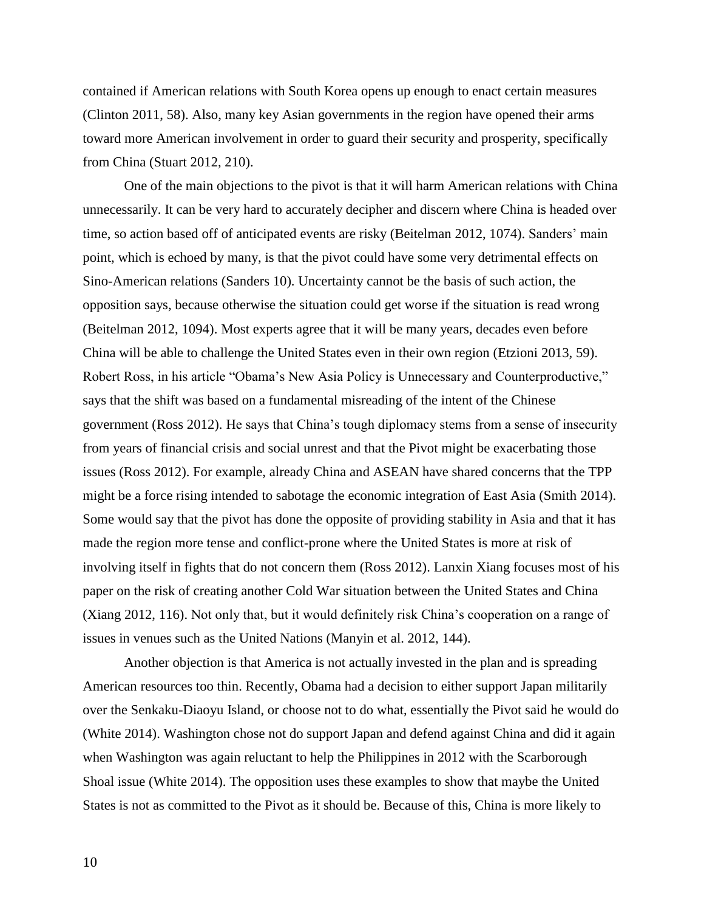contained if American relations with South Korea opens up enough to enact certain measures (Clinton 2011, 58). Also, many key Asian governments in the region have opened their arms toward more American involvement in order to guard their security and prosperity, specifically from China (Stuart 2012, 210).

One of the main objections to the pivot is that it will harm American relations with China unnecessarily. It can be very hard to accurately decipher and discern where China is headed over time, so action based off of anticipated events are risky (Beitelman 2012, 1074). Sanders' main point, which is echoed by many, is that the pivot could have some very detrimental effects on Sino-American relations (Sanders 10). Uncertainty cannot be the basis of such action, the opposition says, because otherwise the situation could get worse if the situation is read wrong (Beitelman 2012, 1094). Most experts agree that it will be many years, decades even before China will be able to challenge the United States even in their own region (Etzioni 2013, 59). Robert Ross, in his article "Obama's New Asia Policy is Unnecessary and Counterproductive," says that the shift was based on a fundamental misreading of the intent of the Chinese government (Ross 2012). He says that China's tough diplomacy stems from a sense of insecurity from years of financial crisis and social unrest and that the Pivot might be exacerbating those issues (Ross 2012). For example, already China and ASEAN have shared concerns that the TPP might be a force rising intended to sabotage the economic integration of East Asia (Smith 2014). Some would say that the pivot has done the opposite of providing stability in Asia and that it has made the region more tense and conflict-prone where the United States is more at risk of involving itself in fights that do not concern them (Ross 2012). Lanxin Xiang focuses most of his paper on the risk of creating another Cold War situation between the United States and China (Xiang 2012, 116). Not only that, but it would definitely risk China's cooperation on a range of issues in venues such as the United Nations (Manyin et al. 2012, 144).

Another objection is that America is not actually invested in the plan and is spreading American resources too thin. Recently, Obama had a decision to either support Japan militarily over the Senkaku-Diaoyu Island, or choose not to do what, essentially the Pivot said he would do (White 2014). Washington chose not do support Japan and defend against China and did it again when Washington was again reluctant to help the Philippines in 2012 with the Scarborough Shoal issue (White 2014). The opposition uses these examples to show that maybe the United States is not as committed to the Pivot as it should be. Because of this, China is more likely to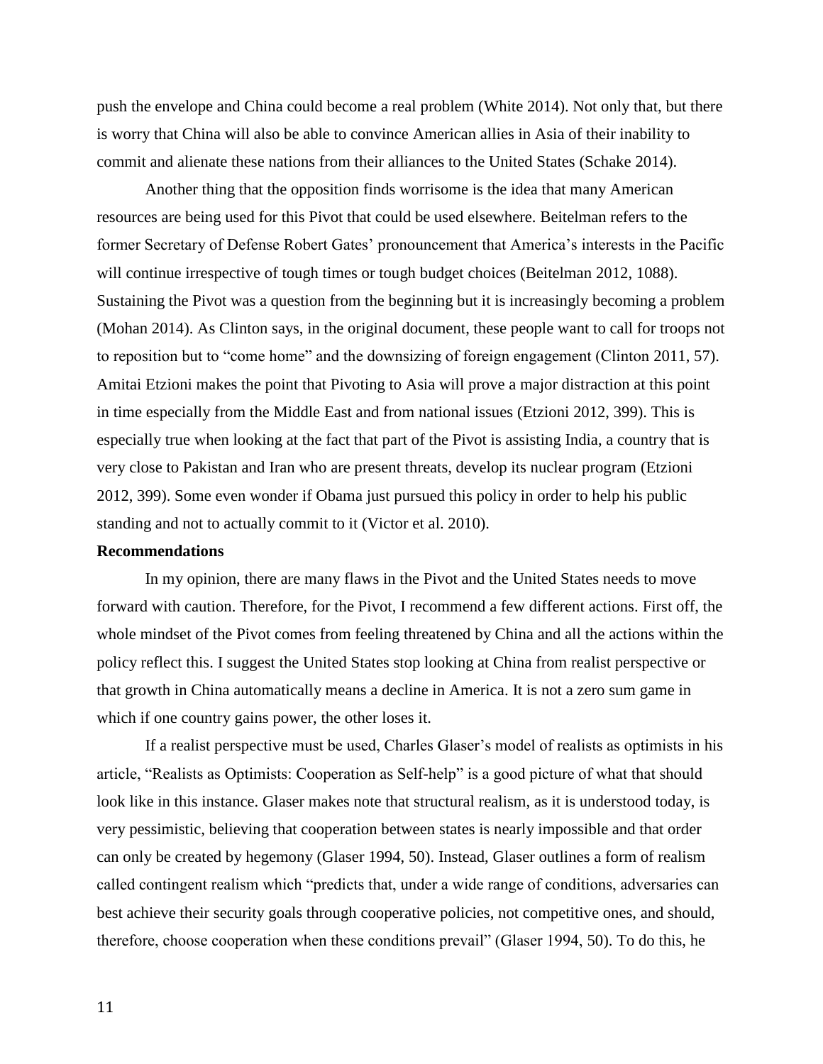push the envelope and China could become a real problem (White 2014). Not only that, but there is worry that China will also be able to convince American allies in Asia of their inability to commit and alienate these nations from their alliances to the United States (Schake 2014).

Another thing that the opposition finds worrisome is the idea that many American resources are being used for this Pivot that could be used elsewhere. Beitelman refers to the former Secretary of Defense Robert Gates' pronouncement that America's interests in the Pacific will continue irrespective of tough times or tough budget choices (Beitelman 2012, 1088). Sustaining the Pivot was a question from the beginning but it is increasingly becoming a problem (Mohan 2014). As Clinton says, in the original document, these people want to call for troops not to reposition but to "come home" and the downsizing of foreign engagement (Clinton 2011, 57). Amitai Etzioni makes the point that Pivoting to Asia will prove a major distraction at this point in time especially from the Middle East and from national issues (Etzioni 2012, 399). This is especially true when looking at the fact that part of the Pivot is assisting India, a country that is very close to Pakistan and Iran who are present threats, develop its nuclear program (Etzioni 2012, 399). Some even wonder if Obama just pursued this policy in order to help his public standing and not to actually commit to it (Victor et al. 2010).

**Recommendations**

In my opinion, there are many flaws in the Pivot and the United States needs to move forward with caution. Therefore, for the Pivot, I recommend a few different actions. First off, the whole mindset of the Pivot comes from feeling threatened by China and all the actions within the policy reflect this. I suggest the United States stop looking at China from realist perspective or that growth in China automatically means a decline in America. It is not a zero sum game in which if one country gains power, the other loses it.

If a realist perspective must be used, Charles Glaser's model of realists as optimists in his article, "Realists as Optimists: Cooperation as Self-help" is a good picture of what that should look like in this instance. Glaser makes note that structural realism, as it is understood today, is very pessimistic, believing that cooperation between states is nearly impossible and that order can only be created by hegemony (Glaser 1994, 50). Instead, Glaser outlines a form of realism called contingent realism which "predicts that, under a wide range of conditions, adversaries can best achieve their security goals through cooperative policies, not competitive ones, and should, therefore, choose cooperation when these conditions prevail" (Glaser 1994, 50). To do this, he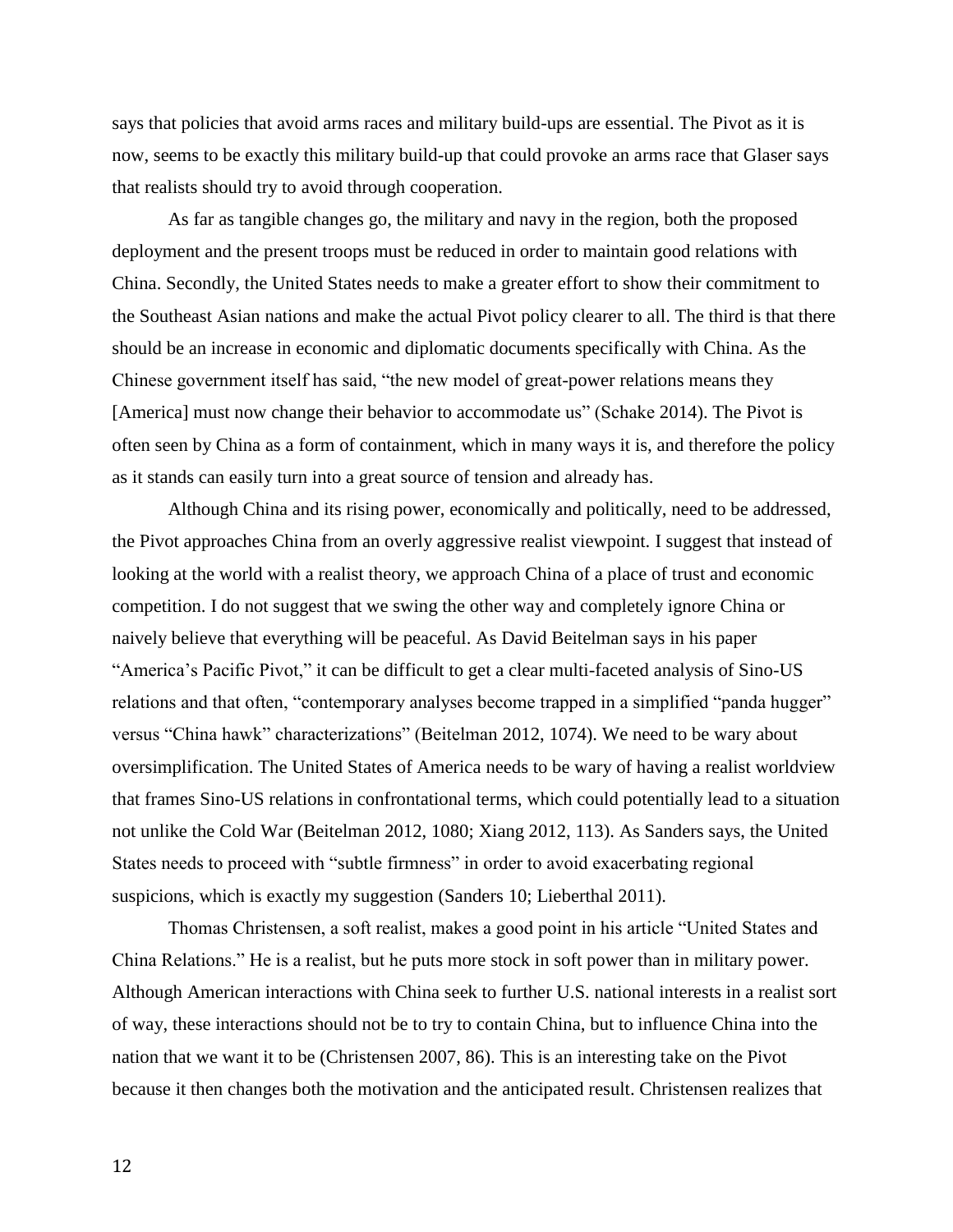says that policies that avoid arms races and military build-ups are essential. The Pivot as it is now, seems to be exactly this military build-up that could provoke an arms race that Glaser says that realists should try to avoid through cooperation.

As far as tangible changes go, the military and navy in the region, both the proposed deployment and the present troops must be reduced in order to maintain good relations with China. Secondly, the United States needs to make a greater effort to show their commitment to the Southeast Asian nations and make the actual Pivot policy clearer to all. The third is that there should be an increase in economic and diplomatic documents specifically with China. As the Chinese government itself has said, "the new model of great-power relations means they [America] must now change their behavior to accommodate us" (Schake 2014). The Pivot is often seen by China as a form of containment, which in many ways it is, and therefore the policy as it stands can easily turn into a great source of tension and already has.

Although China and its rising power, economically and politically, need to be addressed, the Pivot approaches China from an overly aggressive realist viewpoint. I suggest that instead of looking at the world with a realist theory, we approach China of a place of trust and economic competition. I do not suggest that we swing the other way and completely ignore China or naively believe that everything will be peaceful. As David Beitelman says in his paper "America's Pacific Pivot," it can be difficult to get a clear multi-faceted analysis of Sino-US relations and that often, "contemporary analyses become trapped in a simplified "panda hugger" versus "China hawk" characterizations" (Beitelman 2012, 1074). We need to be wary about oversimplification. The United States of America needs to be wary of having a realist worldview that frames Sino-US relations in confrontational terms, which could potentially lead to a situation not unlike the Cold War (Beitelman 2012, 1080; Xiang 2012, 113). As Sanders says, the United States needs to proceed with "subtle firmness" in order to avoid exacerbating regional suspicions, which is exactly my suggestion (Sanders 10; Lieberthal 2011).

Thomas Christensen, a soft realist, makes a good point in his article "United States and China Relations." He is a realist, but he puts more stock in soft power than in military power. Although American interactions with China seek to further U.S. national interests in a realist sort of way, these interactions should not be to try to contain China, but to influence China into the nation that we want it to be (Christensen 2007, 86). This is an interesting take on the Pivot because it then changes both the motivation and the anticipated result. Christensen realizes that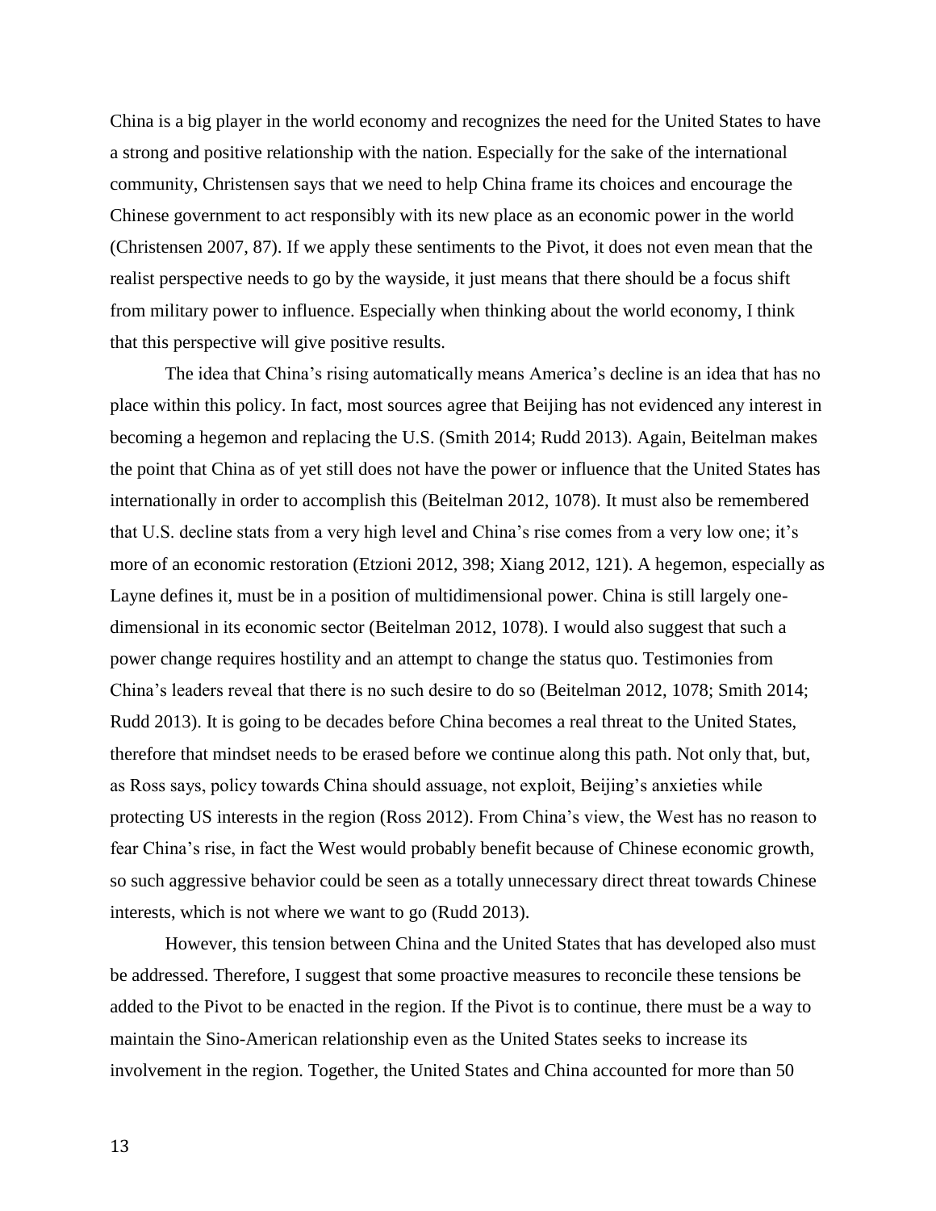China is a big player in the world economy and recognizes the need for the United States to have a strong and positive relationship with the nation. Especially for the sake of the international community, Christensen says that we need to help China frame its choices and encourage the Chinese government to act responsibly with its new place as an economic power in the world (Christensen 2007, 87). If we apply these sentiments to the Pivot, it does not even mean that the realist perspective needs to go by the wayside, it just means that there should be a focus shift from military power to influence. Especially when thinking about the world economy, I think that this perspective will give positive results.

The idea that China's rising automatically means America's decline is an idea that has no place within this policy. In fact, most sources agree that Beijing has not evidenced any interest in becoming a hegemon and replacing the U.S. (Smith 2014; Rudd 2013). Again, Beitelman makes the point that China as of yet still does not have the power or influence that the United States has internationally in order to accomplish this (Beitelman 2012, 1078). It must also be remembered that U.S. decline stats from a very high level and China's rise comes from a very low one; it's more of an economic restoration (Etzioni 2012, 398; Xiang 2012, 121). A hegemon, especially as Layne defines it, must be in a position of multidimensional power. China is still largely one-dimensional in its economic sector (Beitelman 2012, 1078). I would also suggest that such a power change requires hostility and an attempt to change the status quo. Testimonies from China's leaders reveal that there is no such desire to do so (Beitelman 2012, 1078; Smith 2014; Rudd 2013). It is going to be decades before China becomes a real threat to the United States, therefore that mindset needs to be erased before we continue along this path. Not only that, but, as Ross says, policy towards China should assuage, not exploit, Beijing's anxieties while protecting US interests in the region (Ross 2012). From China's view, the West has no reason to fear China's rise, in fact the West would probably benefit because of Chinese economic growth, so such aggressive behavior could be seen as a totally unnecessary direct threat towards Chinese interests, which is not where we want to go (Rudd 2013).

However, this tension between China and the United States that has developed also must be addressed. Therefore, I suggest that some proactive measures to reconcile these tensions be added to the Pivot to be enacted in the region. If the Pivot is to continue, there must be a way to maintain the Sino-American relationship even as the United States seeks to increase its involvement in the region. Together, the United States and China accounted for more than 50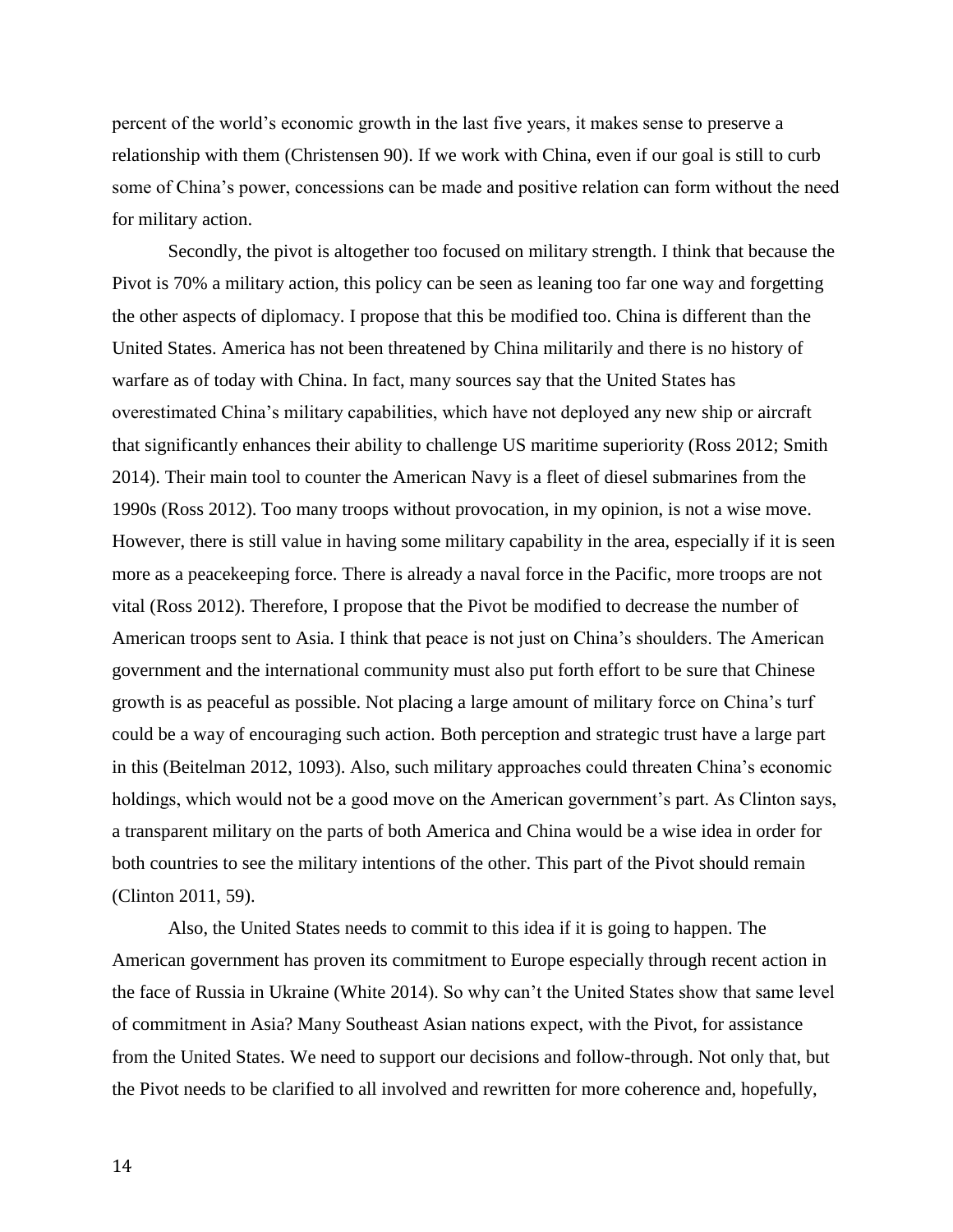percent of the world's economic growth in the last five years, it makes sense to preserve a relationship with them (Christensen 90). If we work with China, even if our goal is still to curb some of China's power, concessions can be made and positive relation can form without the need for military action.

Secondly, the pivot is altogether too focused on military strength. I think that because the Pivot is 70% a military action, this policy can be seen as leaning too far one way and forgetting the other aspects of diplomacy. I propose that this be modified too. China is different than the United States. America has not been threatened by China militarily and there is no history of warfare as of today with China. In fact, many sources say that the United States has overestimated China's military capabilities, which have not deployed any new ship or aircraft that significantly enhances their ability to challenge US maritime superiority (Ross 2012; Smith 2014). Their main tool to counter the American Navy is a fleet of diesel submarines from the 1990s (Ross 2012). Too many troops without provocation, in my opinion, is not a wise move. However, there is still value in having some military capability in the area, especially if it is seen more as a peacekeeping force. There is already a naval force in the Pacific, more troops are not vital (Ross 2012). Therefore, I propose that the Pivot be modified to decrease the number of American troops sent to Asia. I think that peace is not just on China's shoulders. The American government and the international community must also put forth effort to be sure that Chinese growth is as peaceful as possible. Not placing a large amount of military force on China's turf could be a way of encouraging such action. Both perception and strategic trust have a large part in this (Beitelman 2012, 1093). Also, such military approaches could threaten China's economic holdings, which would not be a good move on the American government's part. As Clinton says, a transparent military on the parts of both America and China would be a wise idea in order for both countries to see the military intentions of the other. This part of the Pivot should remain (Clinton 2011, 59).

Also, the United States needs to commit to this idea if it is going to happen. The American government has proven its commitment to Europe especially through recent action in the face of Russia in Ukraine (White 2014). So why can't the United States show that same level of commitment in Asia? Many Southeast Asian nations expect, with the Pivot, for assistance from the United States. We need to support our decisions and follow-through. Not only that, but the Pivot needs to be clarified to all involved and rewritten for more coherence and, hopefully,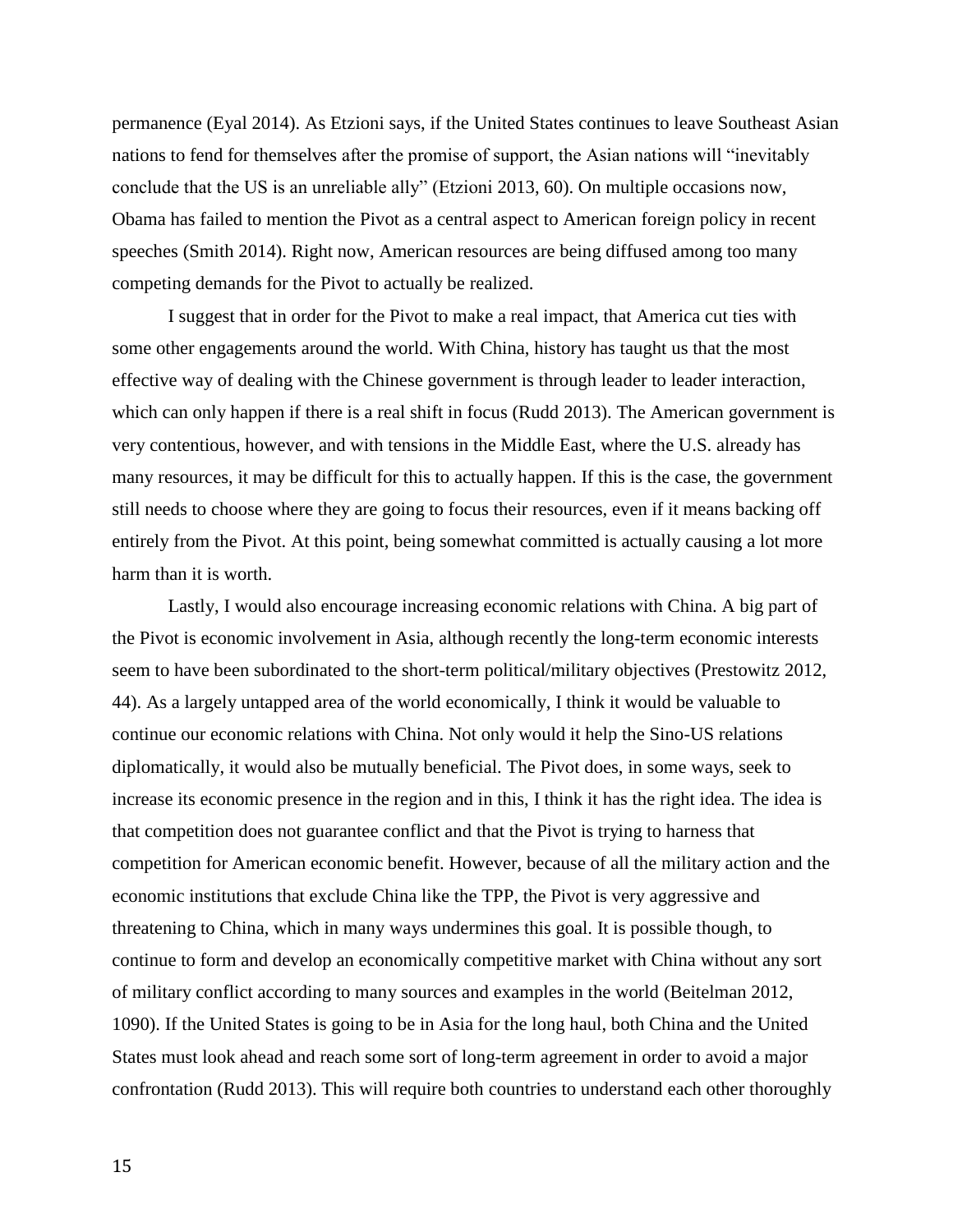permanence (Eyal 2014). As Etzioni says, if the United States continues to leave Southeast Asian nations to fend for themselves after the promise of support, the Asian nations will "inevitably conclude that the US is an unreliable ally" (Etzioni 2013, 60). On multiple occasions now, Obama has failed to mention the Pivot as a central aspect to American foreign policy in recent speeches (Smith 2014). Right now, American resources are being diffused among too many competing demands for the Pivot to actually be realized.

I suggest that in order for the Pivot to make a real impact, that America cut ties with some other engagements around the world. With China, history has taught us that the most effective way of dealing with the Chinese government is through leader to leader interaction, which can only happen if there is a real shift in focus (Rudd 2013). The American government is very contentious, however, and with tensions in the Middle East, where the U.S. already has many resources, it may be difficult for this to actually happen. If this is the case, the government still needs to choose where they are going to focus their resources, even if it means backing off entirely from the Pivot. At this point, being somewhat committed is actually causing a lot more harm than it is worth.

Lastly, I would also encourage increasing economic relations with China. A big part of the Pivot is economic involvement in Asia, although recently the long-term economic interests seem to have been subordinated to the short-term political/military objectives (Prestowitz 2012, 44). As a largely untapped area of the world economically, I think it would be valuable to continue our economic relations with China. Not only would it help the Sino-US relations diplomatically, it would also be mutually beneficial. The Pivot does, in some ways, seek to increase its economic presence in the region and in this, I think it has the right idea. The idea is that competition does not guarantee conflict and that the Pivot is trying to harness that competition for American economic benefit. However, because of all the military action and the economic institutions that exclude China like the TPP, the Pivot is very aggressive and threatening to China, which in many ways undermines this goal. It is possible though, to continue to form and develop an economically competitive market with China without any sort of military conflict according to many sources and examples in the world (Beitelman 2012, 1090). If the United States is going to be in Asia for the long haul, both China and the United States must look ahead and reach some sort of long-term agreement in order to avoid a major confrontation (Rudd 2013). This will require both countries to understand each other thoroughly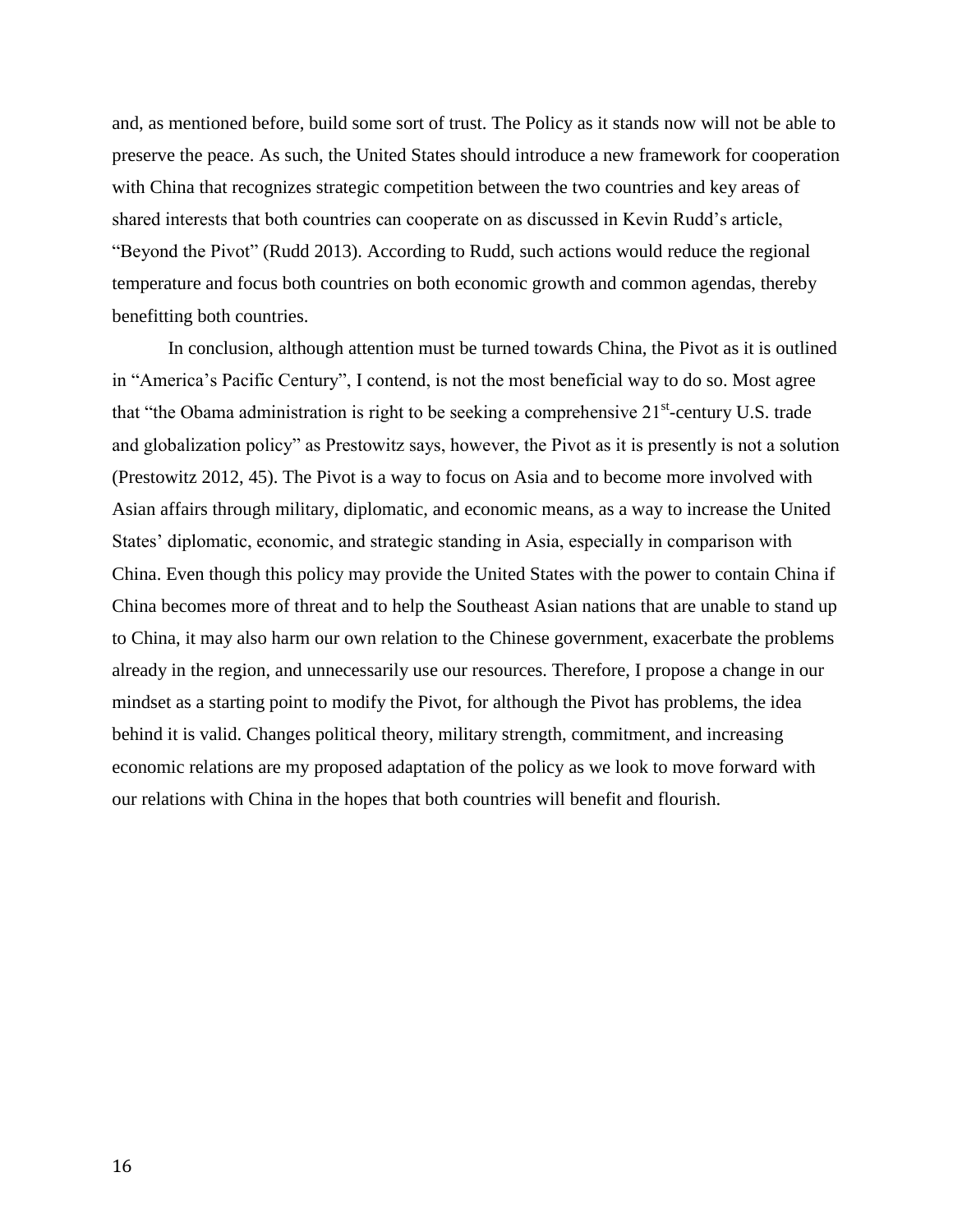and, as mentioned before, build some sort of trust. The Policy as it stands now will not be able to preserve the peace. As such, the United States should introduce a new framework for cooperation with China that recognizes strategic competition between the two countries and key areas of shared interests that both countries can cooperate on as discussed in Kevin Rudd's article, "Beyond the Pivot" (Rudd 2013). According to Rudd, such actions would reduce the regional temperature and focus both countries on both economic growth and common agendas, thereby benefitting both countries.

In conclusion, although attention must be turned towards China, the Pivot as it is outlined in "America's Pacific Century", I contend, is not the most beneficial way to do so. Most agree that "the Obama administration is right to be seeking a comprehensive 21st-century U.S. trade and globalization policy" as Prestowitz says, however, the Pivot as it is presently is not a solution (Prestowitz 2012, 45). The Pivot is a way to focus on Asia and to become more involved with Asian affairs through military, diplomatic, and economic means, as a way to increase the United States' diplomatic, economic, and strategic standing in Asia, especially in comparison with China. Even though this policy may provide the United States with the power to contain China if China becomes more of threat and to help the Southeast Asian nations that are unable to stand up to China, it may also harm our own relation to the Chinese government, exacerbate the problems already in the region, and unnecessarily use our resources. Therefore, I propose a change in our mindset as a starting point to modify the Pivot, for although the Pivot has problems, the idea behind it is valid. Changes political theory, military strength, commitment, and increasing economic relations are my proposed adaptation of the policy as we look to move forward with our relations with China in the hopes that both countries will benefit and flourish.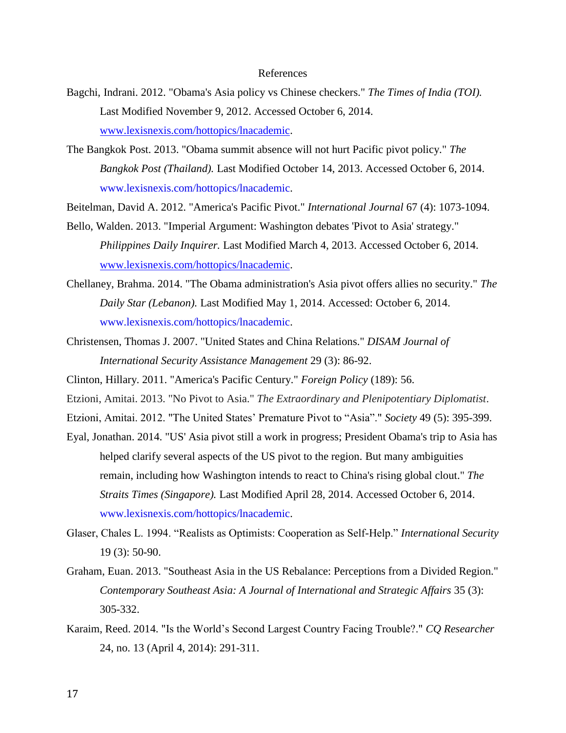# References

Bagchi, Indrani. 2012. "Obama's Asia policy vs Chinese checkers." *The Times of India (TOI).* Last Modified November 9, 2012. Accessed October 6, 2014. www.lexisnexis.com/hottopics/lnacademic.

The Bangkok Post. 2013. "Obama summit absence will not hurt Pacific pivot policy." *The Bangkok Post (Thailand).* Last Modified October 14, 2013. Accessed October 6, 2014. www.lexisnexis.com/hottopics/lnacademic.

Beitelman, David A. 2012. "America's Pacific Pivot." *International Journal* 67 (4): 1073-1094.

Bello, Walden. 2013. "Imperial Argument: Washington debates 'Pivot to Asia' strategy." *Philippines Daily Inquirer.* Last Modified March 4, 2013. Accessed October 6, 2014. www.lexisnexis.com/hottopics/lnacademic.

Chellaney, Brahma. 2014. "The Obama administration's Asia pivot offers allies no security." *The Daily Star (Lebanon).* Last Modified May 1, 2014. Accessed: October 6, 2014. www.lexisnexis.com/hottopics/lnacademic.

Christensen, Thomas J. 2007. "United States and China Relations." *DISAM Journal of International Security Assistance Management* 29 (3): 86-92.

Clinton, Hillary. 2011. "America's Pacific Century." *Foreign Policy* (189): 56.

Etzioni, Amitai. 2013. "No Pivot to Asia." *The Extraordinary and Plenipotentiary Diplomatist*.

Etzioni, Amitai. 2012. "The United States' Premature Pivot to "Asia"." *Society* 49 (5): 395-399.

Eyal, Jonathan. 2014. "US' Asia pivot still a work in progress; President Obama's trip to Asia has helped clarify several aspects of the US pivot to the region. But many ambiguities remain, including how Washington intends to react to China's rising global clout." *The Straits Times (Singapore).* Last Modified April 28, 2014. Accessed October 6, 2014. www.lexisnexis.com/hottopics/lnacademic.

Glaser, Chales L. 1994. "Realists as Optimists: Cooperation as Self-Help." *International Security* 19 (3): 50-90.

Graham, Euan. 2013. "Southeast Asia in the US Rebalance: Perceptions from a Divided Region." *Contemporary Southeast Asia: A Journal of International and Strategic Affairs* 35 (3): 305-332.

Karaim, Reed. 2014. "Is the World's Second Largest Country Facing Trouble?." *CQ Researcher* 24, no. 13 (April 4, 2014): 291-311.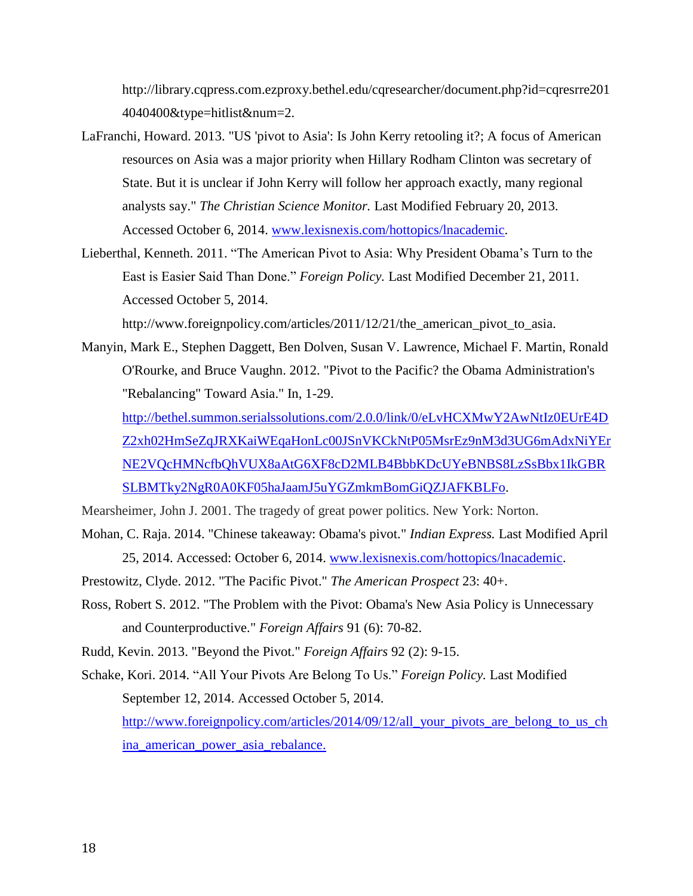http://library.cqpress.com.ezproxy.bethel.edu/cqresearcher/document.php?id=cqresrre2014040400&type=hitlist&num=2.

LaFranchi, Howard. 2013. "US 'pivot to Asia': Is John Kerry retooling it?; A focus of American resources on Asia was a major priority when Hillary Rodham Clinton was secretary of State. But it is unclear if John Kerry will follow her approach exactly, many regional analysts say." *The Christian Science Monitor.* Last Modified February 20, 2013. Accessed October 6, 2014. [www.lexisnexis.com/hottopics/lnacademic](www.lexisnexis.com/hottopics/lnacademic).

Lieberthal, Kenneth. 2011. "The American Pivot to Asia: Why President Obama's Turn to the East is Easier Said Than Done." *Foreign Policy.* Last Modified December 21, 2011. Accessed October 5, 2014. http://www.foreignpolicy.com/articles/2011/12/21/the_american_pivot_to_asia.

Manyin, Mark E., Stephen Daggett, Ben Dolven, Susan V. Lawrence, Michael F. Martin, Ronald O'Rourke, and Bruce Vaughn. 2012. "Pivot to the Pacific? the Obama Administration's "Rebalancing" Toward Asia." In, 1-29. [http://bethel.summon.serialssolutions.com/2.0.0/link/0/eLvHCXMwY2AwNtIz0EUrE4DZ2xh02HmSeZqJRXKaiWEqaHonLc00JSnVKCkNtP05MsrEz9nM3d3UG6mAdxNiYErNE2VQcHMNcfbQhVUX8aAtG6XF8cD2MLB4BbbKDcUYeBNBS8LzSsBbx1IkGBRSLBMTky2NgR0A0KF05haJaamJ5uYGZmkmBomGiQZJAFKBLFo](http://bethel.summon.serialssolutions.com/2.0.0/link/0/eLvHCXMwY2AwNtIz0EUrE4DZ2xh02HmSeZqJRXKaiWEqaHonLc00JSnVKCkNtP05MsrEz9nM3d3UG6mAdxNiYErNE2VQcHMNcfbQhVUX8aAtG6XF8cD2MLB4BbbKDcUYeBNBS8LzSsBbx1IkGBRSLBMTky2NgR0A0KF05haJaamJ5uYGZmkmBomGiQZJAFKBLFo).

Mearsheimer, John J. 2001. The tragedy of great power politics. New York: Norton.

Mohan, C. Raja. 2014. "Chinese takeaway: Obama's pivot." *Indian Express.* Last Modified April 25, 2014. Accessed: October 6, 2014. [www.lexisnexis.com/hottopics/lnacademic](www.lexisnexis.com/hottopics/lnacademic).

Prestowitz, Clyde. 2012. "The Pacific Pivot." *The American Prospect* 23: 40+.

Ross, Robert S. 2012. "The Problem with the Pivot: Obama's New Asia Policy is Unnecessary and Counterproductive." *Foreign Affairs* 91 (6): 70-82.

Rudd, Kevin. 2013. "Beyond the Pivot." *Foreign Affairs* 92 (2): 9-15.

Schake, Kori. 2014. "All Your Pivots Are Belong To Us." *Foreign Policy.* Last Modified September 12, 2014. Accessed October 5, 2014. [http://www.foreignpolicy.com/articles/2014/09/12/all_your_pivots_are_belong_to_us_china_american_power_asia_rebalance.](http://www.foreignpolicy.com/articles/2014/09/12/all_your_pivots_are_belong_to_us_china_american_power_asia_rebalance)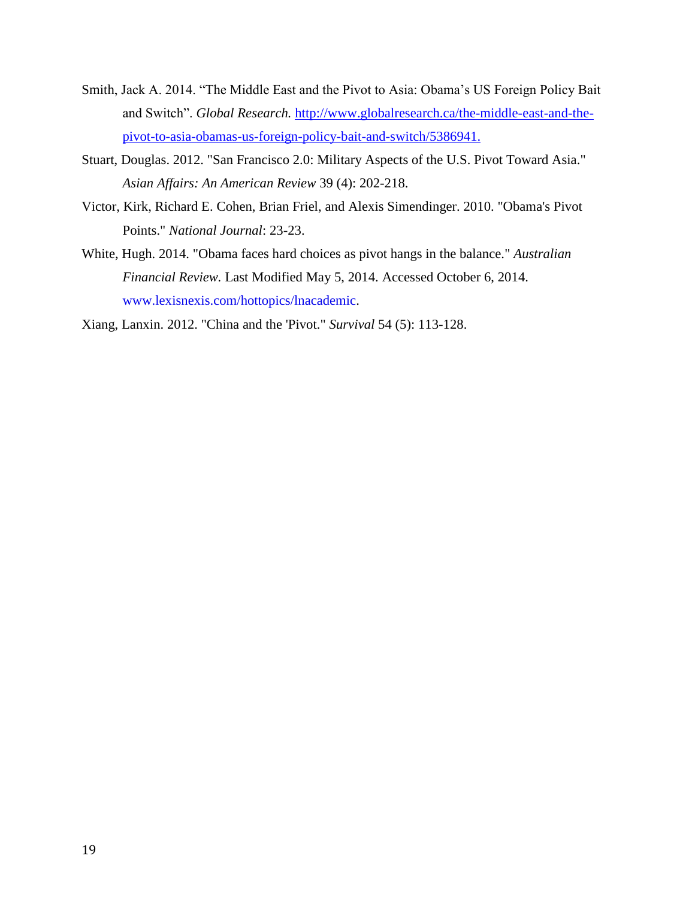Smith, Jack A. 2014. “The Middle East and the Pivot to Asia: Obama’s US Foreign Policy Bait and Switch”. *Global Research.* [http://www.globalresearch.ca/the-middle-east-and-the-pivot-to-asia-obamas-us-foreign-policy-bait-and-switch/5386941.](http://www.globalresearch.ca/the-middle-east-and-the-pivot-to-asia-obamas-us-foreign-policy-bait-and-switch/5386941)

Stuart, Douglas. 2012. "San Francisco 2.0: Military Aspects of the U.S. Pivot Toward Asia." *Asian Affairs: An American Review* 39 (4): 202-218.

Victor, Kirk, Richard E. Cohen, Brian Friel, and Alexis Simendinger. 2010. "Obama's Pivot Points." *National Journal*: 23-23.

White, Hugh. 2014. "Obama faces hard choices as pivot hangs in the balance." *Australian Financial Review.* Last Modified May 5, 2014. Accessed October 6, 2014. www.lexisnexis.com/hottopics/lnacademic.

Xiang, Lanxin. 2012. "China and the 'Pivot." *Survival* 54 (5): 113-128.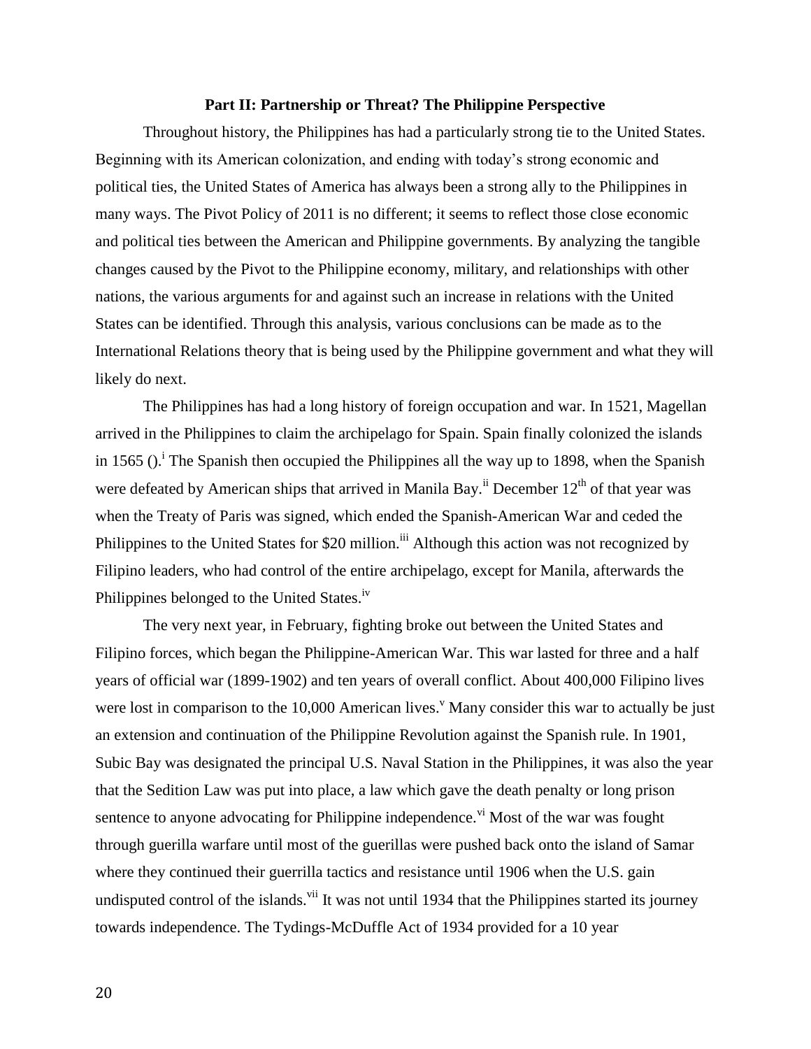**Part II: Partnership or Threat? The Philippine Perspective**

Throughout history, the Philippines has had a particularly strong tie to the United States. Beginning with its American colonization, and ending with today's strong economic and political ties, the United States of America has always been a strong ally to the Philippines in many ways. The Pivot Policy of 2011 is no different; it seems to reflect those close economic and political ties between the American and Philippine governments. By analyzing the tangible changes caused by the Pivot to the Philippine economy, military, and relationships with other nations, the various arguments for and against such an increase in relations with the United States can be identified. Through this analysis, various conclusions can be made as to the International Relations theory that is being used by the Philippine government and what they will likely do next.

The Philippines has had a long history of foreign occupation and war. In 1521, Magellan arrived in the Philippines to claim the archipelago for Spain. Spain finally colonized the islands in 1565 ().[i] The Spanish then occupied the Philippines all the way up to 1898, when the Spanish were defeated by American ships that arrived in Manila Bay.[ii] December 12th of that year was when the Treaty of Paris was signed, which ended the Spanish-American War and ceded the Philippines to the United States for $20 million.[iii] Although this action was not recognized by Filipino leaders, who had control of the entire archipelago, except for Manila, afterwards the Philippines belonged to the United States.[iv]

The very next year, in February, fighting broke out between the United States and Filipino forces, which began the Philippine-American War. This war lasted for three and a half years of official war (1899-1902) and ten years of overall conflict. About 400,000 Filipino lives were lost in comparison to the 10,000 American lives.[v] Many consider this war to actually be just an extension and continuation of the Philippine Revolution against the Spanish rule. In 1901, Subic Bay was designated the principal U.S. Naval Station in the Philippines, it was also the year that the Sedition Law was put into place, a law which gave the death penalty or long prison sentence to anyone advocating for Philippine independence.[vi] Most of the war was fought through guerilla warfare until most of the guerillas were pushed back onto the island of Samar where they continued their guerrilla tactics and resistance until 1906 when the U.S. gain undisputed control of the islands.[vii] It was not until 1934 that the Philippines started its journey towards independence. The Tydings-McDuffle Act of 1934 provided for a 10 year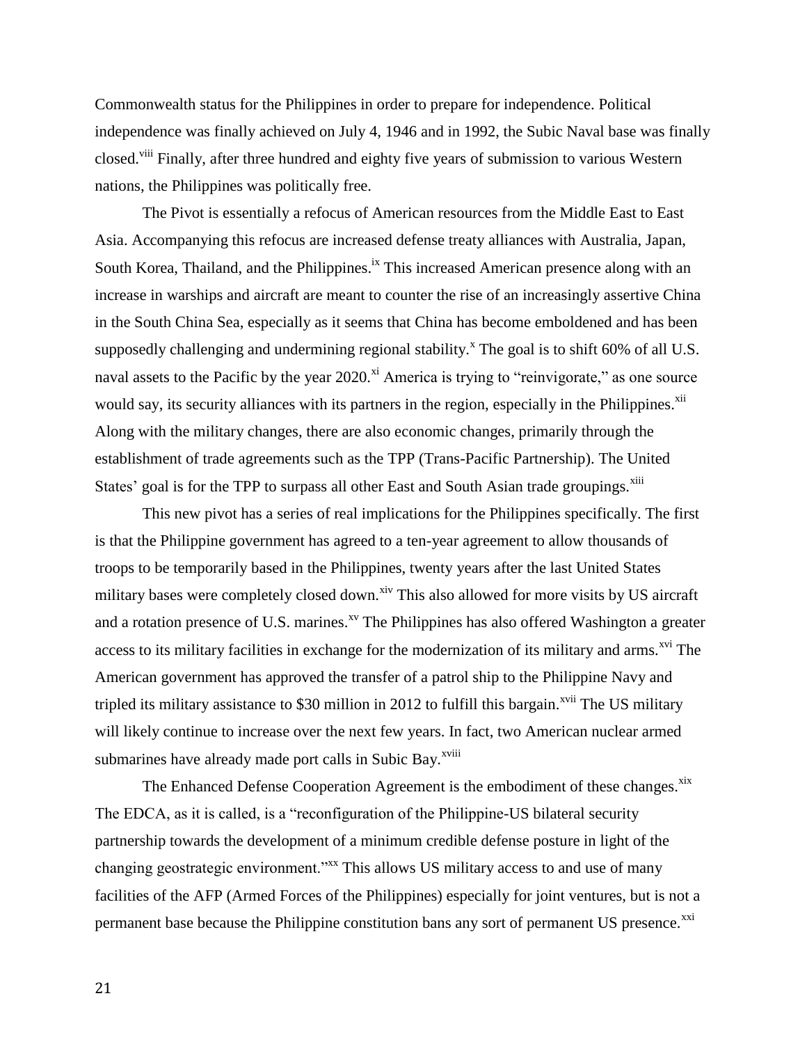Commonwealth status for the Philippines in order to prepare for independence. Political independence was finally achieved on July 4, 1946 and in 1992, the Subic Naval base was finally closed.[viii] Finally, after three hundred and eighty five years of submission to various Western nations, the Philippines was politically free.

The Pivot is essentially a refocus of American resources from the Middle East to East Asia. Accompanying this refocus are increased defense treaty alliances with Australia, Japan, South Korea, Thailand, and the Philippines.[ix] This increased American presence along with an increase in warships and aircraft are meant to counter the rise of an increasingly assertive China in the South China Sea, especially as it seems that China has become emboldened and has been supposedly challenging and undermining regional stability.[x] The goal is to shift 60% of all U.S. naval assets to the Pacific by the year 2020.[xi] America is trying to "reinvigorate," as one source would say, its security alliances with its partners in the region, especially in the Philippines.[xii] Along with the military changes, there are also economic changes, primarily through the establishment of trade agreements such as the TPP (Trans-Pacific Partnership). The United States' goal is for the TPP to surpass all other East and South Asian trade groupings.[xiii]

This new pivot has a series of real implications for the Philippines specifically. The first is that the Philippine government has agreed to a ten-year agreement to allow thousands of troops to be temporarily based in the Philippines, twenty years after the last United States military bases were completely closed down.[xiv] This also allowed for more visits by US aircraft and a rotation presence of U.S. marines.[xv] The Philippines has also offered Washington a greater access to its military facilities in exchange for the modernization of its military and arms.[xvi] The American government has approved the transfer of a patrol ship to the Philippine Navy and tripled its military assistance to $30 million in 2012 to fulfill this bargain.[xvii] The US military will likely continue to increase over the next few years. In fact, two American nuclear armed submarines have already made port calls in Subic Bay.[xviii]

The Enhanced Defense Cooperation Agreement is the embodiment of these changes.[xix] The EDCA, as it is called, is a "reconfiguration of the Philippine-US bilateral security partnership towards the development of a minimum credible defense posture in light of the changing geostrategic environment."[xx] This allows US military access to and use of many facilities of the AFP (Armed Forces of the Philippines) especially for joint ventures, but is not a permanent base because the Philippine constitution bans any sort of permanent US presence.[xxi]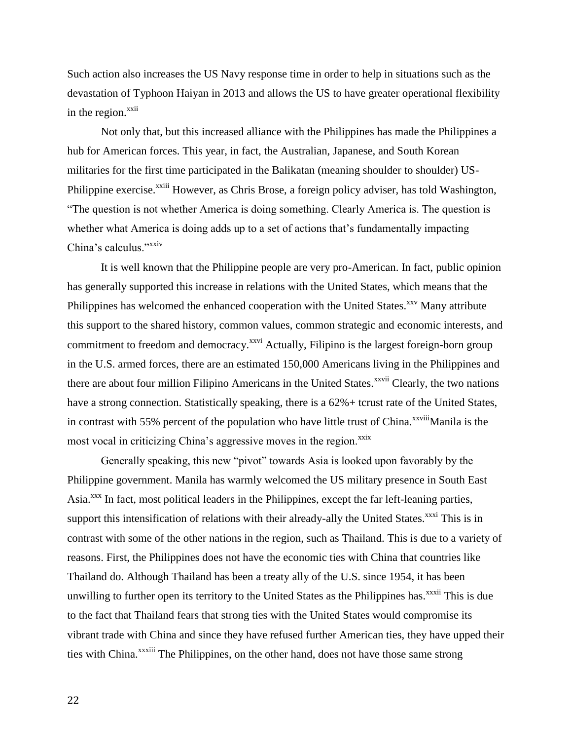Such action also increases the US Navy response time in order to help in situations such as the devastation of Typhoon Haiyan in 2013 and allows the US to have greater operational flexibility in the region.[xxii]

Not only that, but this increased alliance with the Philippines has made the Philippines a hub for American forces. This year, in fact, the Australian, Japanese, and South Korean militaries for the first time participated in the Balikatan (meaning shoulder to shoulder) US-Philippine exercise.[xxiii] However, as Chris Brose, a foreign policy adviser, has told Washington, "The question is not whether America is doing something. Clearly America is. The question is whether what America is doing adds up to a set of actions that's fundamentally impacting China's calculus."[xxiv]

It is well known that the Philippine people are very pro-American. In fact, public opinion has generally supported this increase in relations with the United States, which means that the Philippines has welcomed the enhanced cooperation with the United States.[xxv] Many attribute this support to the shared history, common values, common strategic and economic interests, and commitment to freedom and democracy.[xxvi] Actually, Filipino is the largest foreign-born group in the U.S. armed forces, there are an estimated 150,000 Americans living in the Philippines and there are about four million Filipino Americans in the United States.[xxvii] Clearly, the two nations have a strong connection. Statistically speaking, there is a 62%+ tcrust rate of the United States, in contrast with 55% percent of the population who have little trust of China.[xxviii]Manila is the most vocal in criticizing China's aggressive moves in the region.[xxix]

Generally speaking, this new "pivot" towards Asia is looked upon favorably by the Philippine government. Manila has warmly welcomed the US military presence in South East Asia.[xxx] In fact, most political leaders in the Philippines, except the far left-leaning parties, support this intensification of relations with their already-ally the United States.[xxxi] This is in contrast with some of the other nations in the region, such as Thailand. This is due to a variety of reasons. First, the Philippines does not have the economic ties with China that countries like Thailand do. Although Thailand has been a treaty ally of the U.S. since 1954, it has been unwilling to further open its territory to the United States as the Philippines has.[xxxii] This is due to the fact that Thailand fears that strong ties with the United States would compromise its vibrant trade with China and since they have refused further American ties, they have upped their ties with China.[xxxiii] The Philippines, on the other hand, does not have those same strong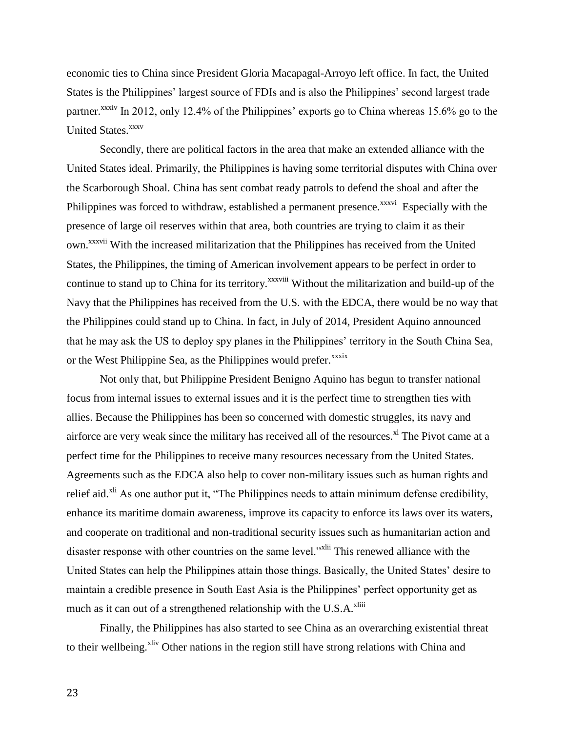economic ties to China since President Gloria Macapagal-Arroyo left office. In fact, the United States is the Philippines' largest source of FDIs and is also the Philippines' second largest trade partner.[xxxiv] In 2012, only 12.4% of the Philippines' exports go to China whereas 15.6% go to the United States.[xxxv]

Secondly, there are political factors in the area that make an extended alliance with the United States ideal. Primarily, the Philippines is having some territorial disputes with China over the Scarborough Shoal. China has sent combat ready patrols to defend the shoal and after the Philippines was forced to withdraw, established a permanent presence.[xxxvi] Especially with the presence of large oil reserves within that area, both countries are trying to claim it as their own.[xxxvii] With the increased militarization that the Philippines has received from the United States, the Philippines, the timing of American involvement appears to be perfect in order to continue to stand up to China for its territory.[xxxviii] Without the militarization and build-up of the Navy that the Philippines has received from the U.S. with the EDCA, there would be no way that the Philippines could stand up to China. In fact, in July of 2014, President Aquino announced that he may ask the US to deploy spy planes in the Philippines' territory in the South China Sea, or the West Philippine Sea, as the Philippines would prefer.[xxxix]

Not only that, but Philippine President Benigno Aquino has begun to transfer national focus from internal issues to external issues and it is the perfect time to strengthen ties with allies. Because the Philippines has been so concerned with domestic struggles, its navy and airforce are very weak since the military has received all of the resources.[xl] The Pivot came at a perfect time for the Philippines to receive many resources necessary from the United States. Agreements such as the EDCA also help to cover non-military issues such as human rights and relief aid.[xli] As one author put it, "The Philippines needs to attain minimum defense credibility, enhance its maritime domain awareness, improve its capacity to enforce its laws over its waters, and cooperate on traditional and non-traditional security issues such as humanitarian action and disaster response with other countries on the same level."[xlii] This renewed alliance with the United States can help the Philippines attain those things. Basically, the United States' desire to maintain a credible presence in South East Asia is the Philippines' perfect opportunity get as much as it can out of a strengthened relationship with the U.S.A.[xliii]

Finally, the Philippines has also started to see China as an overarching existential threat to their wellbeing.[xliv] Other nations in the region still have strong relations with China and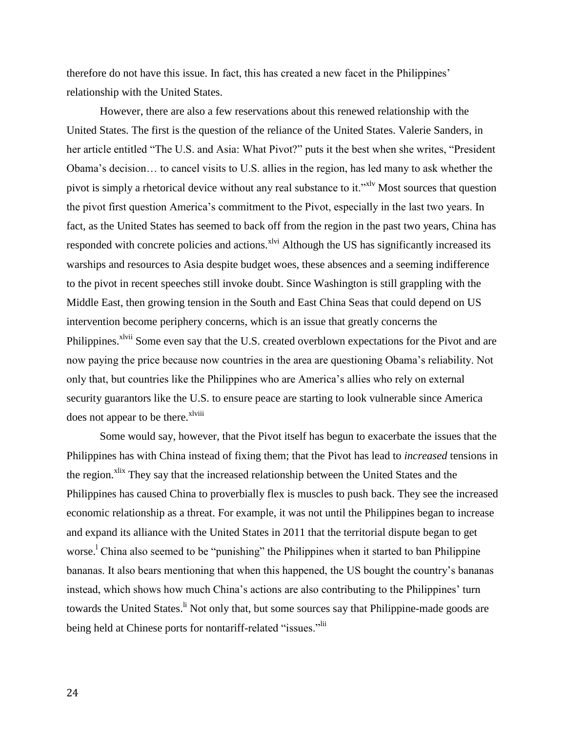therefore do not have this issue. In fact, this has created a new facet in the Philippines' relationship with the United States.

However, there are also a few reservations about this renewed relationship with the United States. The first is the question of the reliance of the United States. Valerie Sanders, in her article entitled "The U.S. and Asia: What Pivot?" puts it the best when she writes, "President Obama's decision… to cancel visits to U.S. allies in the region, has led many to ask whether the pivot is simply a rhetorical device without any real substance to it."[xlv] Most sources that question the pivot first question America's commitment to the Pivot, especially in the last two years. In fact, as the United States has seemed to back off from the region in the past two years, China has responded with concrete policies and actions.[xlvi] Although the US has significantly increased its warships and resources to Asia despite budget woes, these absences and a seeming indifference to the pivot in recent speeches still invoke doubt. Since Washington is still grappling with the Middle East, then growing tension in the South and East China Seas that could depend on US intervention become periphery concerns, which is an issue that greatly concerns the Philippines.[xlvii] Some even say that the U.S. created overblown expectations for the Pivot and are now paying the price because now countries in the area are questioning Obama's reliability. Not only that, but countries like the Philippines who are America's allies who rely on external security guarantors like the U.S. to ensure peace are starting to look vulnerable since America does not appear to be there.[xlviii]

Some would say, however, that the Pivot itself has begun to exacerbate the issues that the Philippines has with China instead of fixing them; that the Pivot has lead to *increased* tensions in the region.[xlix] They say that the increased relationship between the United States and the Philippines has caused China to proverbially flex is muscles to push back. They see the increased economic relationship as a threat. For example, it was not until the Philippines began to increase and expand its alliance with the United States in 2011 that the territorial dispute began to get worse.[l] China also seemed to be "punishing" the Philippines when it started to ban Philippine bananas. It also bears mentioning that when this happened, the US bought the country's bananas instead, which shows how much China's actions are also contributing to the Philippines' turn towards the United States.[li] Not only that, but some sources say that Philippine-made goods are being held at Chinese ports for nontariff-related "issues."[lii]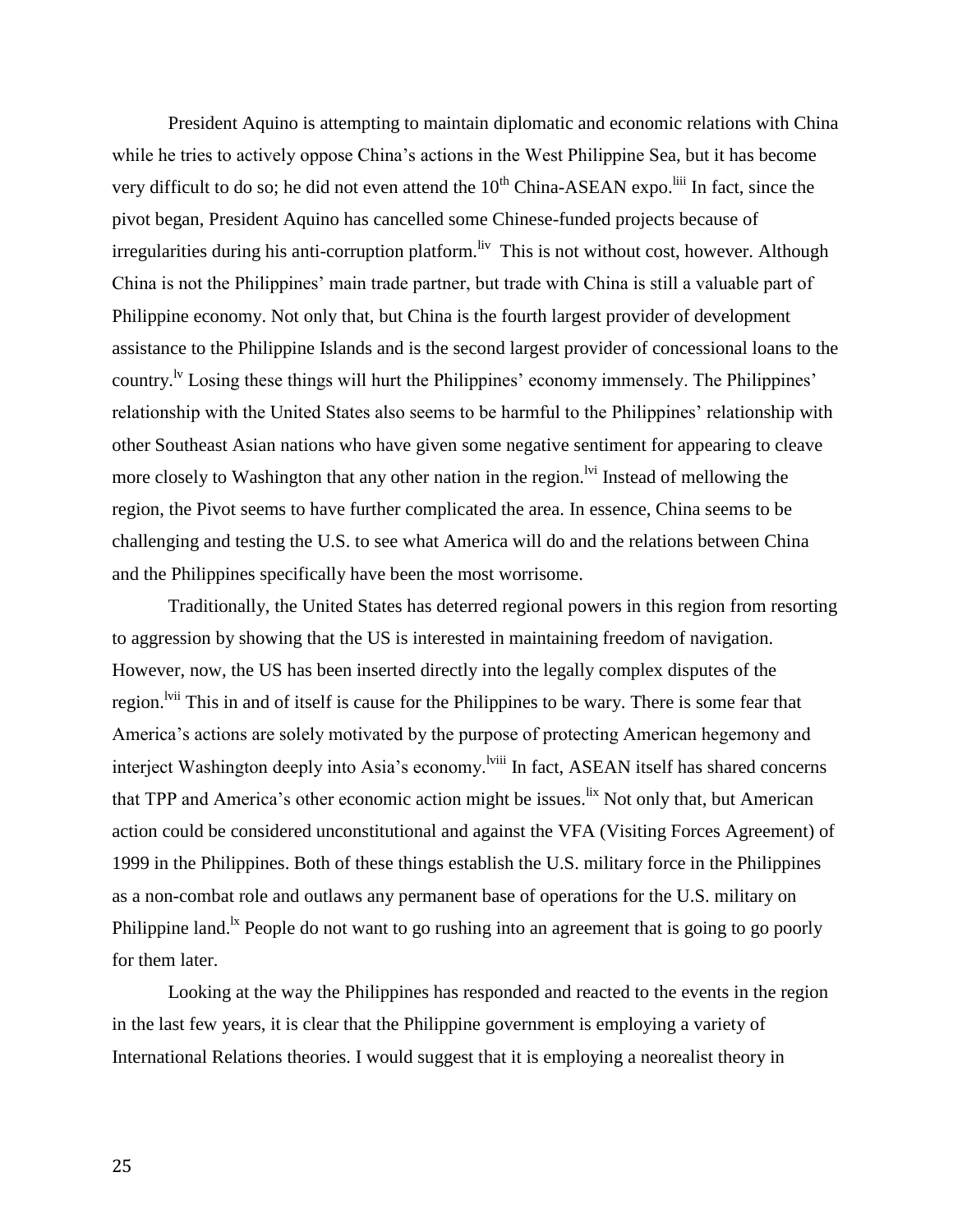President Aquino is attempting to maintain diplomatic and economic relations with China while he tries to actively oppose China's actions in the West Philippine Sea, but it has become very difficult to do so; he did not even attend the 10th China-ASEAN expo.[liii] In fact, since the pivot began, President Aquino has cancelled some Chinese-funded projects because of irregularities during his anti-corruption platform.[liv] This is not without cost, however. Although China is not the Philippines' main trade partner, but trade with China is still a valuable part of Philippine economy. Not only that, but China is the fourth largest provider of development assistance to the Philippine Islands and is the second largest provider of concessional loans to the country.[lv] Losing these things will hurt the Philippines' economy immensely. The Philippines' relationship with the United States also seems to be harmful to the Philippines' relationship with other Southeast Asian nations who have given some negative sentiment for appearing to cleave more closely to Washington that any other nation in the region.[lvi] Instead of mellowing the region, the Pivot seems to have further complicated the area. In essence, China seems to be challenging and testing the U.S. to see what America will do and the relations between China and the Philippines specifically have been the most worrisome.

Traditionally, the United States has deterred regional powers in this region from resorting to aggression by showing that the US is interested in maintaining freedom of navigation. However, now, the US has been inserted directly into the legally complex disputes of the region.[lvii] This in and of itself is cause for the Philippines to be wary. There is some fear that America's actions are solely motivated by the purpose of protecting American hegemony and interject Washington deeply into Asia's economy.[lviii] In fact, ASEAN itself has shared concerns that TPP and America's other economic action might be issues.[lix] Not only that, but American action could be considered unconstitutional and against the VFA (Visiting Forces Agreement) of 1999 in the Philippines. Both of these things establish the U.S. military force in the Philippines as a non-combat role and outlaws any permanent base of operations for the U.S. military on Philippine land.[lx] People do not want to go rushing into an agreement that is going to go poorly for them later.

Looking at the way the Philippines has responded and reacted to the events in the region in the last few years, it is clear that the Philippine government is employing a variety of International Relations theories. I would suggest that it is employing a neorealist theory in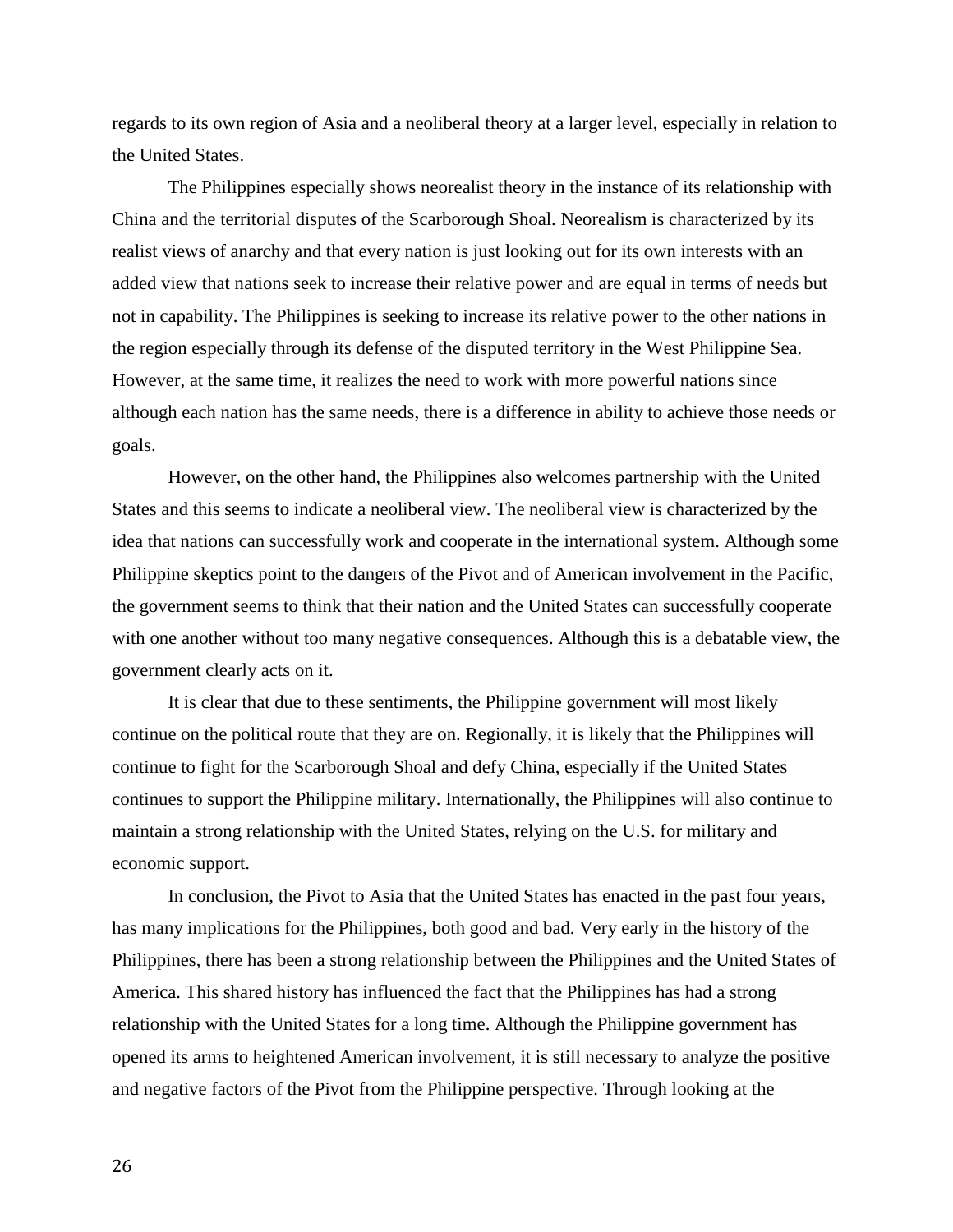regards to its own region of Asia and a neoliberal theory at a larger level, especially in relation to the United States.

The Philippines especially shows neorealist theory in the instance of its relationship with China and the territorial disputes of the Scarborough Shoal. Neorealism is characterized by its realist views of anarchy and that every nation is just looking out for its own interests with an added view that nations seek to increase their relative power and are equal in terms of needs but not in capability. The Philippines is seeking to increase its relative power to the other nations in the region especially through its defense of the disputed territory in the West Philippine Sea. However, at the same time, it realizes the need to work with more powerful nations since although each nation has the same needs, there is a difference in ability to achieve those needs or goals.

However, on the other hand, the Philippines also welcomes partnership with the United States and this seems to indicate a neoliberal view. The neoliberal view is characterized by the idea that nations can successfully work and cooperate in the international system. Although some Philippine skeptics point to the dangers of the Pivot and of American involvement in the Pacific, the government seems to think that their nation and the United States can successfully cooperate with one another without too many negative consequences. Although this is a debatable view, the government clearly acts on it.

It is clear that due to these sentiments, the Philippine government will most likely continue on the political route that they are on. Regionally, it is likely that the Philippines will continue to fight for the Scarborough Shoal and defy China, especially if the United States continues to support the Philippine military. Internationally, the Philippines will also continue to maintain a strong relationship with the United States, relying on the U.S. for military and economic support.

In conclusion, the Pivot to Asia that the United States has enacted in the past four years, has many implications for the Philippines, both good and bad. Very early in the history of the Philippines, there has been a strong relationship between the Philippines and the United States of America. This shared history has influenced the fact that the Philippines has had a strong relationship with the United States for a long time. Although the Philippine government has opened its arms to heightened American involvement, it is still necessary to analyze the positive and negative factors of the Pivot from the Philippine perspective. Through looking at the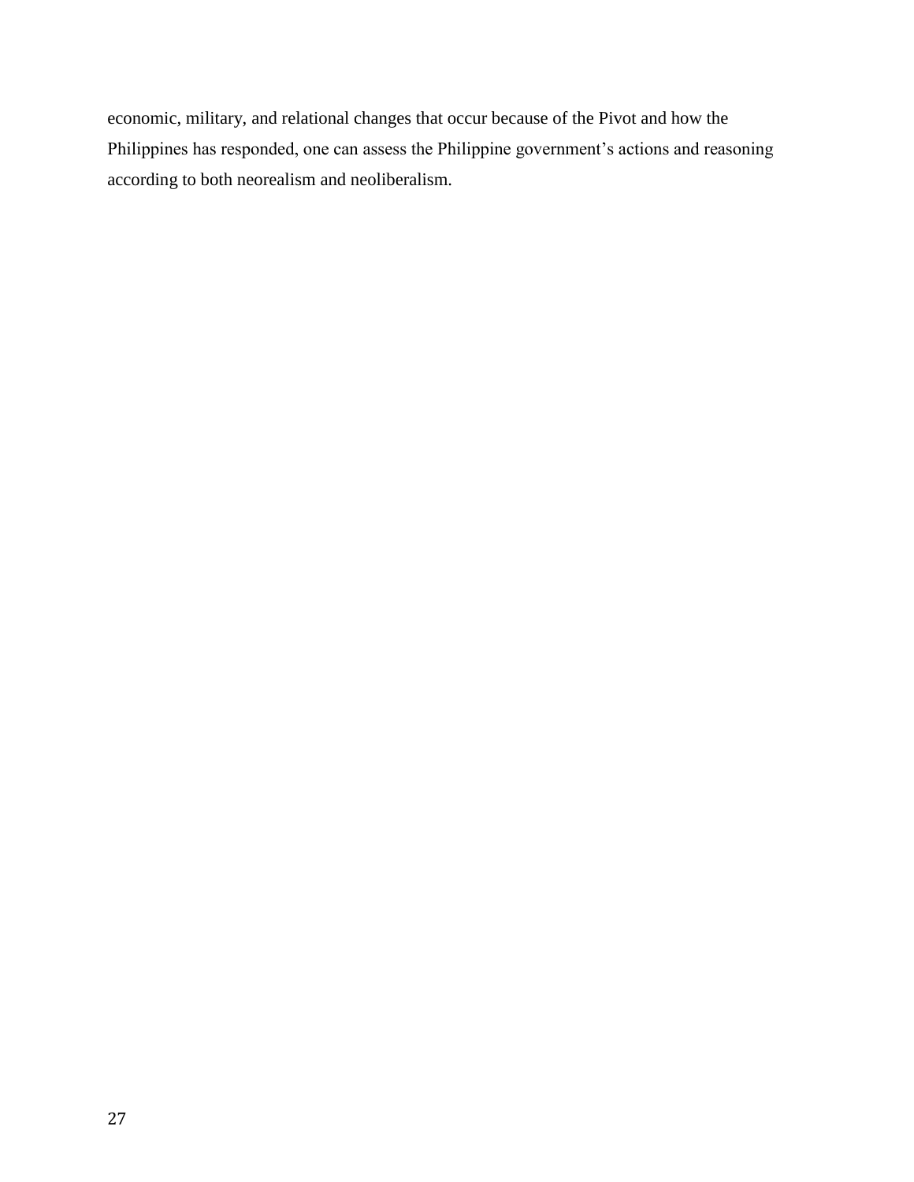economic, military, and relational changes that occur because of the Pivot and how the Philippines has responded, one can assess the Philippine government's actions and reasoning according to both neorealism and neoliberalism.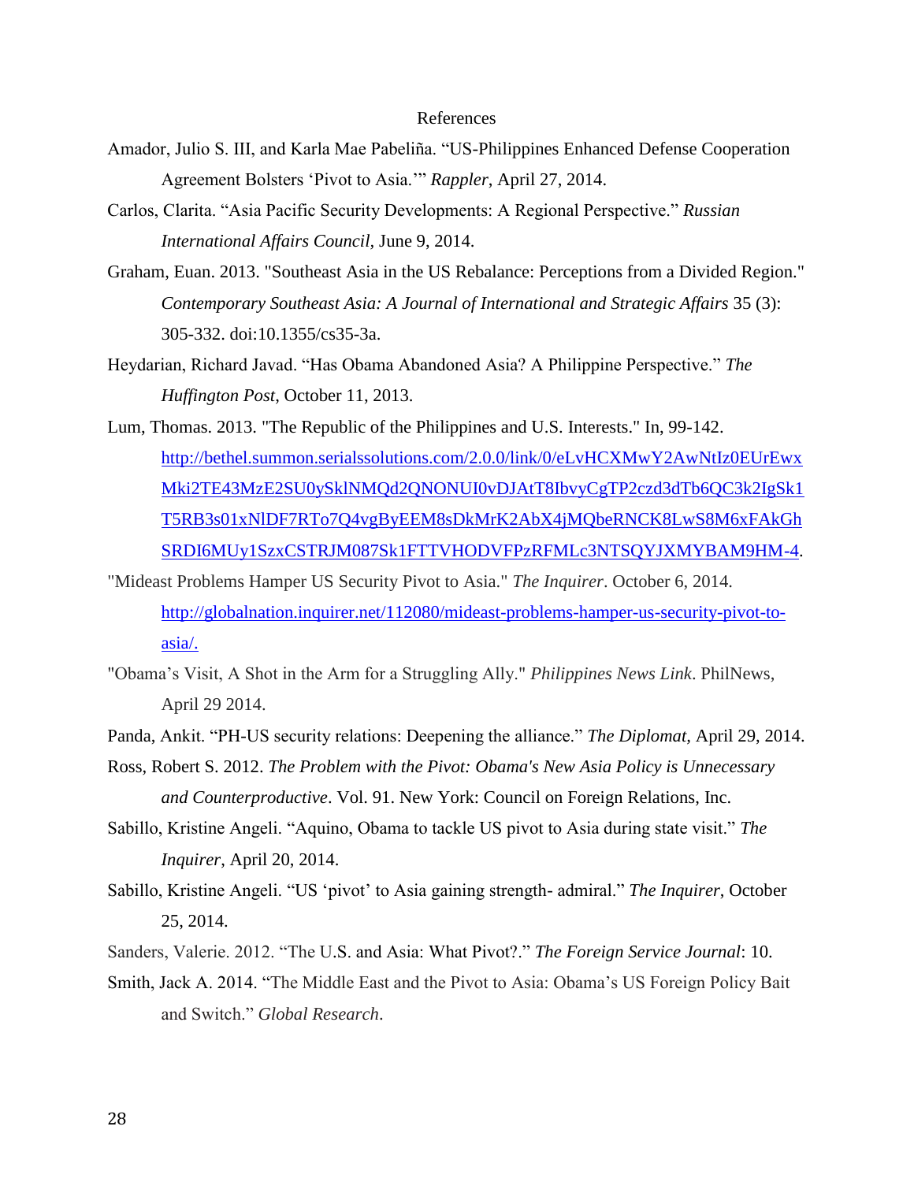# References

Amador, Julio S. III, and Karla Mae Pabeliña. "US-Philippines Enhanced Defense Cooperation Agreement Bolsters 'Pivot to Asia.'" *Rappler*, April 27, 2014.

Carlos, Clarita. "Asia Pacific Security Developments: A Regional Perspective." *Russian International Affairs Council,* June 9, 2014.

Graham, Euan. 2013. "Southeast Asia in the US Rebalance: Perceptions from a Divided Region." *Contemporary Southeast Asia: A Journal of International and Strategic Affairs* 35 (3): 305-332. doi:10.1355/cs35-3a.

Heydarian, Richard Javad. "Has Obama Abandoned Asia? A Philippine Perspective." *The Huffington Post*, October 11, 2013.

Lum, Thomas. 2013. "The Republic of the Philippines and U.S. Interests." In, 99-142. http://bethel.summon.serialssolutions.com/2.0.0/link/0/eLvHCXMwY2AwNtIz0EUrEwxMki2TE43MzE2SU0ySklNMQd2QNONUI0vDJAtT8IbvyCgTP2czd3dTb6QC3k2IgSk1T5RB3s01xNlDF7RTo7Q4vgByEEM8sDkMrK2AbX4jMQbeRNCK8LwS8M6xFAkGhSRDI6MUy1SzxCSTRJM087Sk1FTTVHODVFPzRFMLc3NTSQYJXMYBAM9HM-4.

"Mideast Problems Hamper US Security Pivot to Asia." *The Inquirer*. October 6, 2014. http://globalnation.inquirer.net/112080/mideast-problems-hamper-us-security-pivot-to-asia/.

"Obama's Visit, A Shot in the Arm for a Struggling Ally." *Philippines News Link*. PhilNews, April 29 2014.

Panda, Ankit. "PH-US security relations: Deepening the alliance." *The Diplomat,* April 29, 2014.

Ross, Robert S. 2012. *The Problem with the Pivot: Obama's New Asia Policy is Unnecessary and Counterproductive*. Vol. 91. New York: Council on Foreign Relations, Inc.

Sabillo, Kristine Angeli. "Aquino, Obama to tackle US pivot to Asia during state visit." *The Inquirer*, April 20, 2014.

Sabillo, Kristine Angeli. "US 'pivot' to Asia gaining strength- admiral." *The Inquirer*, October 25, 2014.

Sanders, Valerie. 2012. "The U.S. and Asia: What Pivot?." *The Foreign Service Journal*: 10.

Smith, Jack A. 2014. "The Middle East and the Pivot to Asia: Obama's US Foreign Policy Bait and Switch." *Global Research*.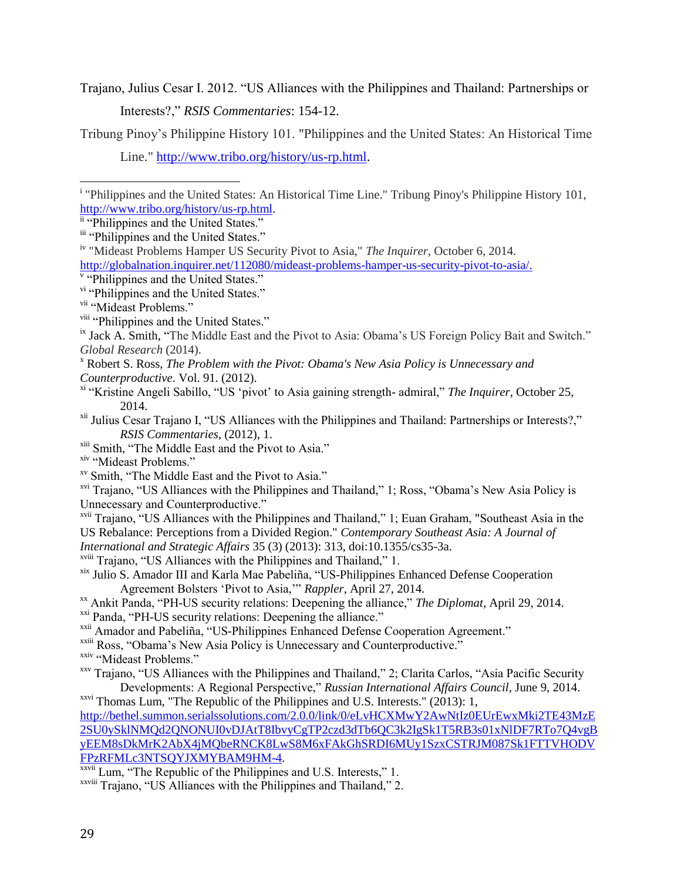Trajano, Julius Cesar I. 2012. "US Alliances with the Philippines and Thailand: Partnerships or Interests?," *RSIS Commentaries*: 154-12.

Tribung Pinoy's Philippine History 101. "Philippines and the United States: An Historical Time Line." http://www.tribo.org/history/us-rp.html.

---

[i] "Philippines and the United States: An Historical Time Line." Tribung Pinoy's Philippine History 101, http://www.tribo.org/history/us-rp.html.

[ii] "Philippines and the United States."

[iii] "Philippines and the United States."

[iv] "Mideast Problems Hamper US Security Pivot to Asia," *The Inquirer*, October 6, 2014. http://globalnation.inquirer.net/112080/mideast-problems-hamper-us-security-pivot-to-asia/.

[v] "Philippines and the United States."

[vi] "Philippines and the United States."

[vii] "Mideast Problems."

[viii] "Philippines and the United States."

[ix] Jack A. Smith, "The Middle East and the Pivot to Asia: Obama's US Foreign Policy Bait and Switch." *Global Research* (2014).

[x] Robert S. Ross, *The Problem with the Pivot: Obama's New Asia Policy is Unnecessary and Counterproductive*. Vol. 91. (2012).

[xi] "Kristine Angeli Sabillo, "US 'pivot' to Asia gaining strength- admiral," *The Inquirer*, October 25, 2014.

[xii] Julius Cesar Trajano I, "US Alliances with the Philippines and Thailand: Partnerships or Interests?," *RSIS Commentaries*, (2012), 1.

[xiii] Smith, "The Middle East and the Pivot to Asia."

[xiv] "Mideast Problems."

[xv] Smith, "The Middle East and the Pivot to Asia."

[xvi] Trajano, "US Alliances with the Philippines and Thailand," 1; Ross, "Obama's New Asia Policy is Unnecessary and Counterproductive."

[xvii] Trajano, "US Alliances with the Philippines and Thailand," 1; Euan Graham, "Southeast Asia in the US Rebalance: Perceptions from a Divided Region." *Contemporary Southeast Asia: A Journal of International and Strategic Affairs* 35 (3) (2013): 313, doi:10.1355/cs35-3a.

[xviii] Trajano, "US Alliances with the Philippines and Thailand," 1.

[xix] Julio S. Amador III and Karla Mae Pabeliña, "US-Philippines Enhanced Defense Cooperation Agreement Bolsters 'Pivot to Asia,'" *Rappler*, April 27, 2014.

[xx] Ankit Panda, "PH-US security relations: Deepening the alliance," *The Diplomat*, April 29, 2014.

[xxi] Panda, "PH-US security relations: Deepening the alliance."

[xxii] Amador and Pabeliña, "US-Philippines Enhanced Defense Cooperation Agreement."

[xxiii] Ross, "Obama's New Asia Policy is Unnecessary and Counterproductive."

[xxiv] "Mideast Problems."

[xxv] Trajano, "US Alliances with the Philippines and Thailand," 2; Clarita Carlos, "Asia Pacific Security Developments: A Regional Perspective," *Russian International Affairs Council*, June 9, 2014.

[xxvi] Thomas Lum, "The Republic of the Philippines and U.S. Interests." (2013): 1, http://bethel.summon.serialssolutions.com/2.0.0/link/0/eLvHCXMwY2AwNtIz0EUrEwxMki2TE43MzE2SU0ySklNMQd2QNONUI0vDJAtT8IbvyCgTP2czd3dTb6QC3k2IgSk1T5RB3s01xNlDF7RTo7Q4vgByEEM8sDkMrK2AbX4jMQbeRNCK8LwS8M6xFAkGhSRDI6MUy1SzxCSTRJM087Sk1FTTVHODVFPzRFMLc3NTSQYJXMYBAM9HM-4.

[xxvii] Lum, "The Republic of the Philippines and U.S. Interests," 1.

[xxviii] Trajano, "US Alliances with the Philippines and Thailand," 2.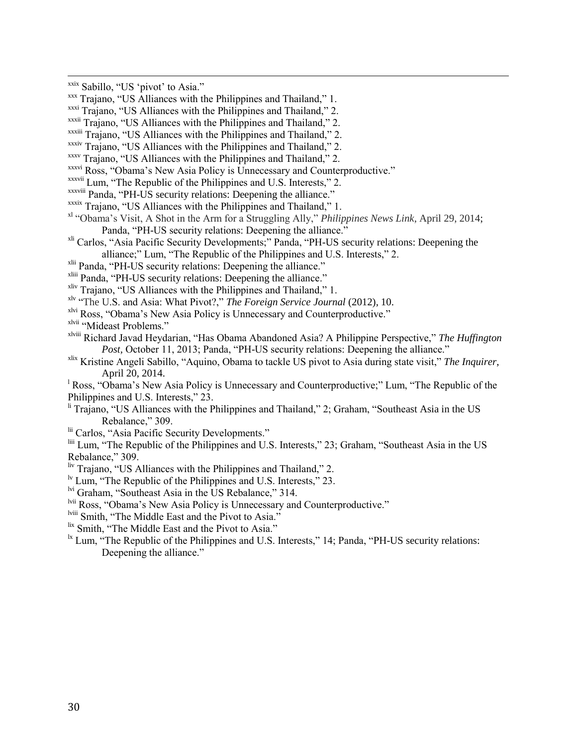[xxix] Sabillo, "US 'pivot' to Asia."

[xxx] Trajano, "US Alliances with the Philippines and Thailand," 1.

[xxxi] Trajano, "US Alliances with the Philippines and Thailand," 2.

[xxxii] Trajano, "US Alliances with the Philippines and Thailand," 2.

[xxxiii] Trajano, "US Alliances with the Philippines and Thailand," 2.

[xxxiv] Trajano, "US Alliances with the Philippines and Thailand," 2.

[xxxv] Trajano, "US Alliances with the Philippines and Thailand," 2.

[xxxvi] Ross, "Obama's New Asia Policy is Unnecessary and Counterproductive."

[xxxvii] Lum, "The Republic of the Philippines and U.S. Interests," 2.

[xxxviii] Panda, "PH-US security relations: Deepening the alliance."

[xxxix] Trajano, "US Alliances with the Philippines and Thailand," 1.

[xl] "Obama's Visit, A Shot in the Arm for a Struggling Ally," *Philippines News Link*, April 29, 2014; Panda, "PH-US security relations: Deepening the alliance."

[xli] Carlos, "Asia Pacific Security Developments;" Panda, "PH-US security relations: Deepening the alliance;" Lum, "The Republic of the Philippines and U.S. Interests," 2.

[xlii] Panda, "PH-US security relations: Deepening the alliance."

[xliii] Panda, "PH-US security relations: Deepening the alliance."

[xliv] Trajano, "US Alliances with the Philippines and Thailand," 1.

[xlv] "The U.S. and Asia: What Pivot?," *The Foreign Service Journal* (2012), 10.

[xlvi] Ross, "Obama's New Asia Policy is Unnecessary and Counterproductive."

[xlvii] "Mideast Problems."

[xlviii] Richard Javad Heydarian, "Has Obama Abandoned Asia? A Philippine Perspective," *The Huffington Post,* October 11, 2013; Panda, "PH-US security relations: Deepening the alliance."

[xlix] Kristine Angeli Sabillo, "Aquino, Obama to tackle US pivot to Asia during state visit," *The Inquirer,* April 20, 2014.

[l] Ross, "Obama's New Asia Policy is Unnecessary and Counterproductive;" Lum, "The Republic of the Philippines and U.S. Interests," 23.

[li] Trajano, "US Alliances with the Philippines and Thailand," 2; Graham, "Southeast Asia in the US Rebalance," 309.

[lii] Carlos, "Asia Pacific Security Developments."

[liii] Lum, "The Republic of the Philippines and U.S. Interests," 23; Graham, "Southeast Asia in the US Rebalance," 309.

[liv] Trajano, "US Alliances with the Philippines and Thailand," 2.

[lv] Lum, "The Republic of the Philippines and U.S. Interests," 23.

[lvi] Graham, "Southeast Asia in the US Rebalance," 314.

[lvii] Ross, "Obama's New Asia Policy is Unnecessary and Counterproductive."

[lviii] Smith, "The Middle East and the Pivot to Asia."

[lix] Smith, "The Middle East and the Pivot to Asia."

[lx] Lum, "The Republic of the Philippines and U.S. Interests," 14; Panda, "PH-US security relations: Deepening the alliance."